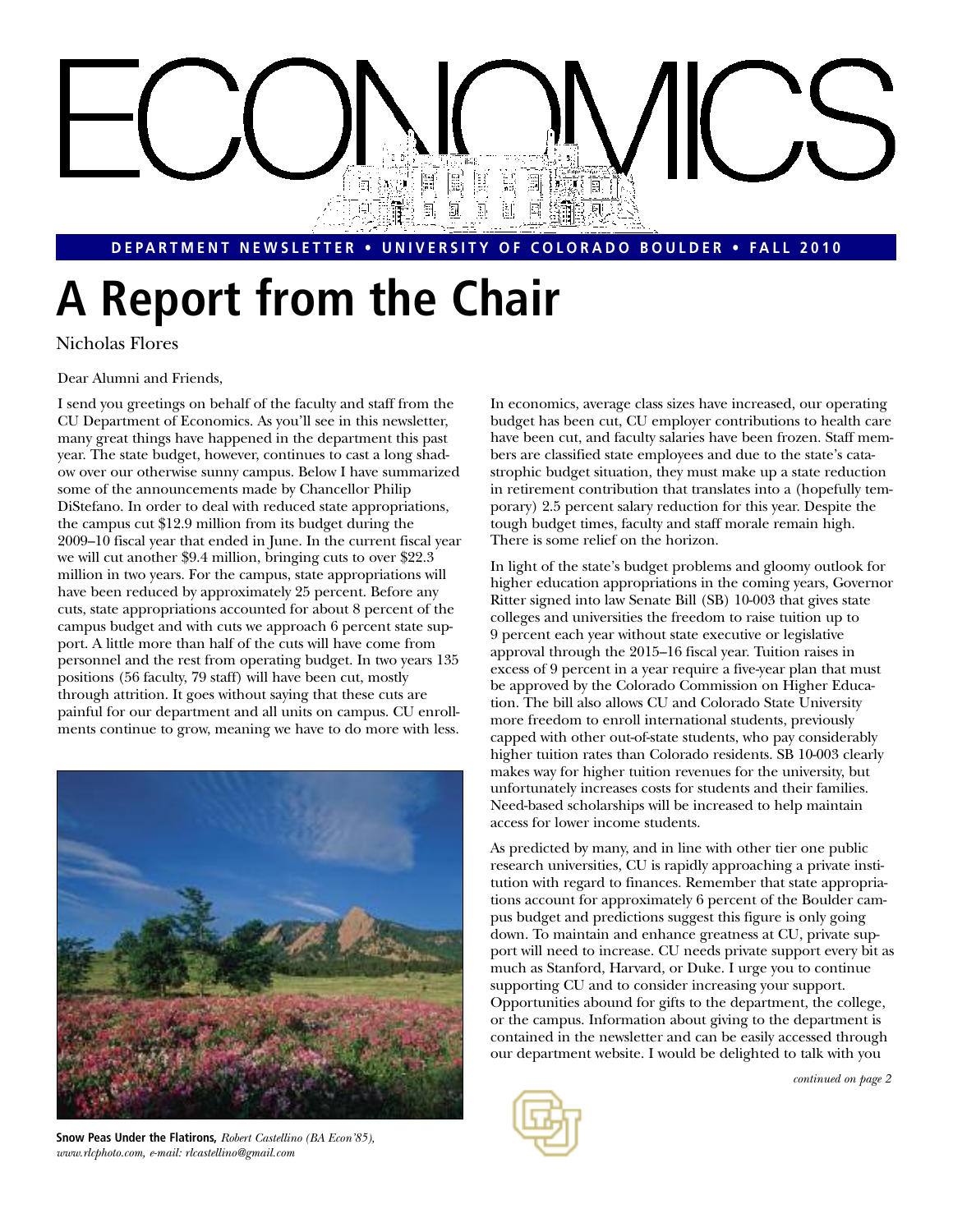# ECONOMICS

**DEPARTMENT NEWSLETTER • UNIVERSITY OF COLORADO BOULDER • FALL 2010**

# A Report from the Chair

Nicholas Flores

Dear Alumni and Friends,

I send you greetings on behalf of the faculty and staff from the CU Department of Economics. As you'll see in this newsletter, many great things have happened in the department this past year. The state budget, however, continues to cast a long shadow over our otherwise sunny campus. Below I have summarized some of the announcements made by Chancellor Philip DiStefano. In order to deal with reduced state appropriations, the campus cut $12.9 million from its budget during the 2009–10 fiscal year that ended in June. In the current fiscal year we will cut another $9.4 million, bringing cuts to over $22.3 million in two years. For the campus, state appropriations will have been reduced by approximately 25 percent. Before any cuts, state appropriations accounted for about 8 percent of the campus budget and with cuts we approach 6 percent state support. A little more than half of the cuts will have come from personnel and the rest from operating budget. In two years 135 positions (56 faculty, 79 staff) will have been cut, mostly through attrition. It goes without saying that these cuts are painful for our department and all units on campus. CU enrollments continue to grow, meaning we have to do more with less.

**Snow Peas Under the Flatirons,** *Robert Castellino (BA Econ'85), www.rlcphoto.com, e-mail: rlcastellino@gmail.com*

In economics, average class sizes have increased, our operating budget has been cut, CU employer contributions to health care have been cut, and faculty salaries have been frozen. Staff members are classified state employees and due to the state's catastrophic budget situation, they must make up a state reduction in retirement contribution that translates into a (hopefully temporary) 2.5 percent salary reduction for this year. Despite the tough budget times, faculty and staff morale remain high. There is some relief on the horizon.

In light of the state's budget problems and gloomy outlook for higher education appropriations in the coming years, Governor Ritter signed into law Senate Bill (SB) 10-003 that gives state colleges and universities the freedom to raise tuition up to 9 percent each year without state executive or legislative approval through the 2015–16 fiscal year. Tuition raises in excess of 9 percent in a year require a five-year plan that must be approved by the Colorado Commission on Higher Education. The bill also allows CU and Colorado State University more freedom to enroll international students, previously capped with other out-of-state students, who pay considerably higher tuition rates than Colorado residents. SB 10-003 clearly makes way for higher tuition revenues for the university, but unfortunately increases costs for students and their families. Need-based scholarships will be increased to help maintain access for lower income students.

As predicted by many, and in line with other tier one public research universities, CU is rapidly approaching a private institution with regard to finances. Remember that state appropriations account for approximately 6 percent of the Boulder campus budget and predictions suggest this figure is only going down. To maintain and enhance greatness at CU, private support will need to increase. CU needs private support every bit as much as Stanford, Harvard, or Duke. I urge you to continue supporting CU and to consider increasing your support. Opportunities abound for gifts to the department, the college, or the campus. Information about giving to the department is contained in the newsletter and can be easily accessed through our department website. I would be delighted to talk with you

*continued on page 2*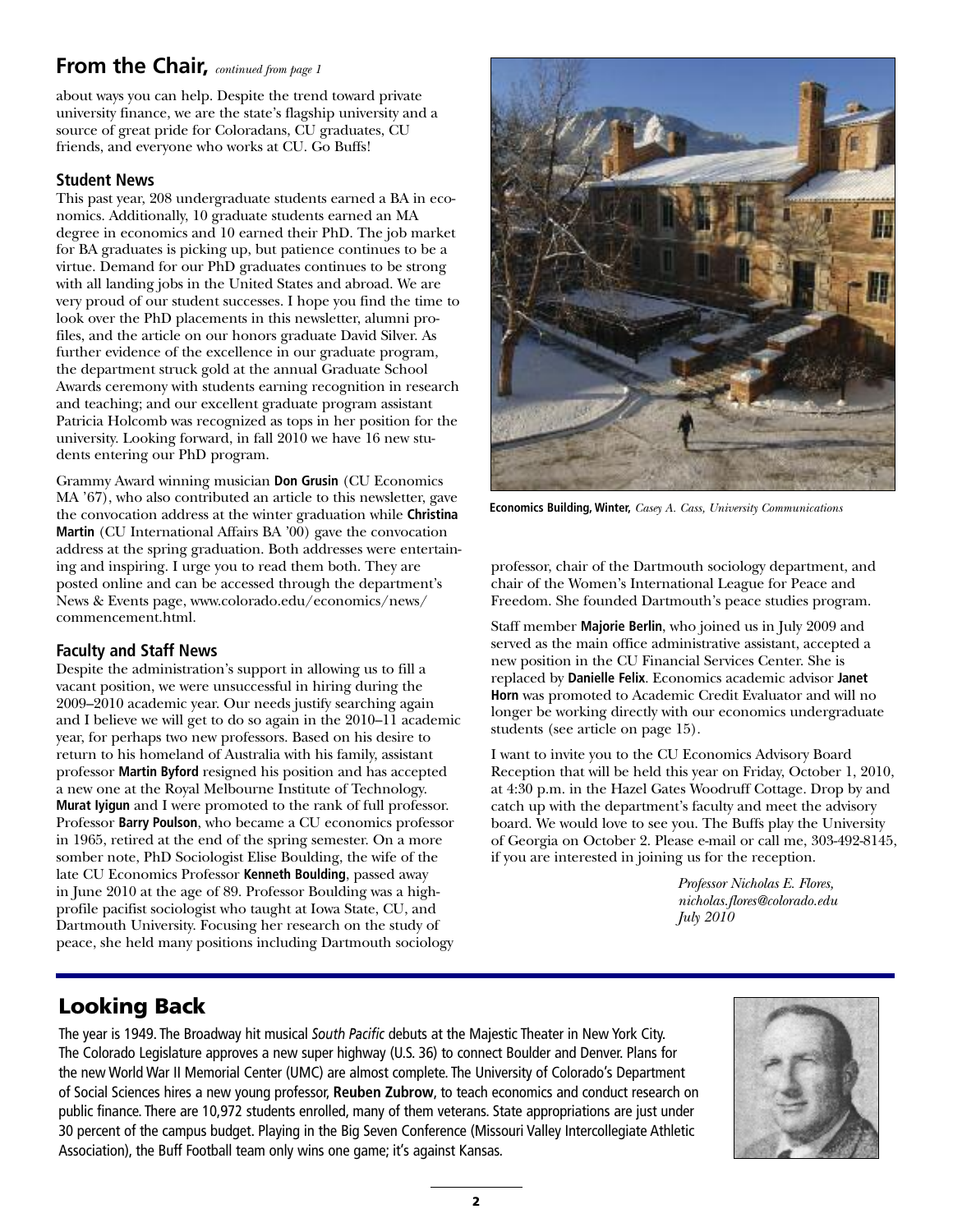## From the Chair, *continued from page 1*

about ways you can help. Despite the trend toward private university finance, we are the state's flagship university and a source of great pride for Coloradans, CU graduates, CU friends, and everyone who works at CU. Go Buffs!

### Student News

This past year, 208 undergraduate students earned a BA in economics. Additionally, 10 graduate students earned an MA degree in economics and 10 earned their PhD. The job market for BA graduates is picking up, but patience continues to be a virtue. Demand for our PhD graduates continues to be strong with all landing jobs in the United States and abroad. We are very proud of our student successes. I hope you find the time to look over the PhD placements in this newsletter, alumni profiles, and the article on our honors graduate David Silver. As further evidence of the excellence in our graduate program, the department struck gold at the annual Graduate School Awards ceremony with students earning recognition in research and teaching; and our excellent graduate program assistant Patricia Holcomb was recognized as tops in her position for the university. Looking forward, in fall 2010 we have 16 new students entering our PhD program.

Grammy Award winning musician **Don Grusin** (CU Economics MA '67), who also contributed an article to this newsletter, gave the convocation address at the winter graduation while **Christina Martin** (CU International Affairs BA '00) gave the convocation address at the spring graduation. Both addresses were entertaining and inspiring. I urge you to read them both. They are posted online and can be accessed through the department's News & Events page, www.colorado.edu/economics/news/commencement.html.

### Faculty and Staff News

Despite the administration's support in allowing us to fill a vacant position, we were unsuccessful in hiring during the 2009–2010 academic year. Our needs justify searching again and I believe we will get to do so again in the 2010–11 academic year, for perhaps two new professors. Based on his desire to return to his homeland of Australia with his family, assistant professor **Martin Byford** resigned his position and has accepted a new one at the Royal Melbourne Institute of Technology. **Murat Iyigun** and I were promoted to the rank of full professor. Professor **Barry Poulson**, who became a CU economics professor in 1965, retired at the end of the spring semester. On a more somber note, PhD Sociologist Elise Boulding, the wife of the late CU Economics Professor **Kenneth Boulding**, passed away in June 2010 at the age of 89. Professor Boulding was a high-profile pacifist sociologist who taught at Iowa State, CU, and Dartmouth University. Focusing her research on the study of peace, she held many positions including Dartmouth sociology professor, chair of the Dartmouth sociology department, and chair of the Women's International League for Peace and Freedom. She founded Dartmouth's peace studies program.

**Economics Building, Winter,** *Casey A. Cass, University Communications*

Staff member **Majorie Berlin**, who joined us in July 2009 and served as the main office administrative assistant, accepted a new position in the CU Financial Services Center. She is replaced by **Danielle Felix**. Economics academic advisor **Janet Horn** was promoted to Academic Credit Evaluator and will no longer be working directly with our economics undergraduate students (see article on page 15).

I want to invite you to the CU Economics Advisory Board Reception that will be held this year on Friday, October 1, 2010, at 4:30 p.m. in the Hazel Gates Woodruff Cottage. Drop by and catch up with the department's faculty and meet the advisory board. We would love to see you. The Buffs play the University of Georgia on October 2. Please e-mail or call me, 303-492-8145, if you are interested in joining us for the reception.

*Professor Nicholas E. Flores,*
*nicholas.flores@colorado.edu*
*July 2010*

## Looking Back

The year is 1949. The Broadway hit musical *South Pacific* debuts at the Majestic Theater in New York City. The Colorado Legislature approves a new super highway (U.S. 36) to connect Boulder and Denver. Plans for the new World War II Memorial Center (UMC) are almost complete. The University of Colorado's Department of Social Sciences hires a new young professor, **Reuben Zubrow**, to teach economics and conduct research on public finance. There are 10,972 students enrolled, many of them veterans. State appropriations are just under 30 percent of the campus budget. Playing in the Big Seven Conference (Missouri Valley Intercollegiate Athletic Association), the Buff Football team only wins one game; it's against Kansas.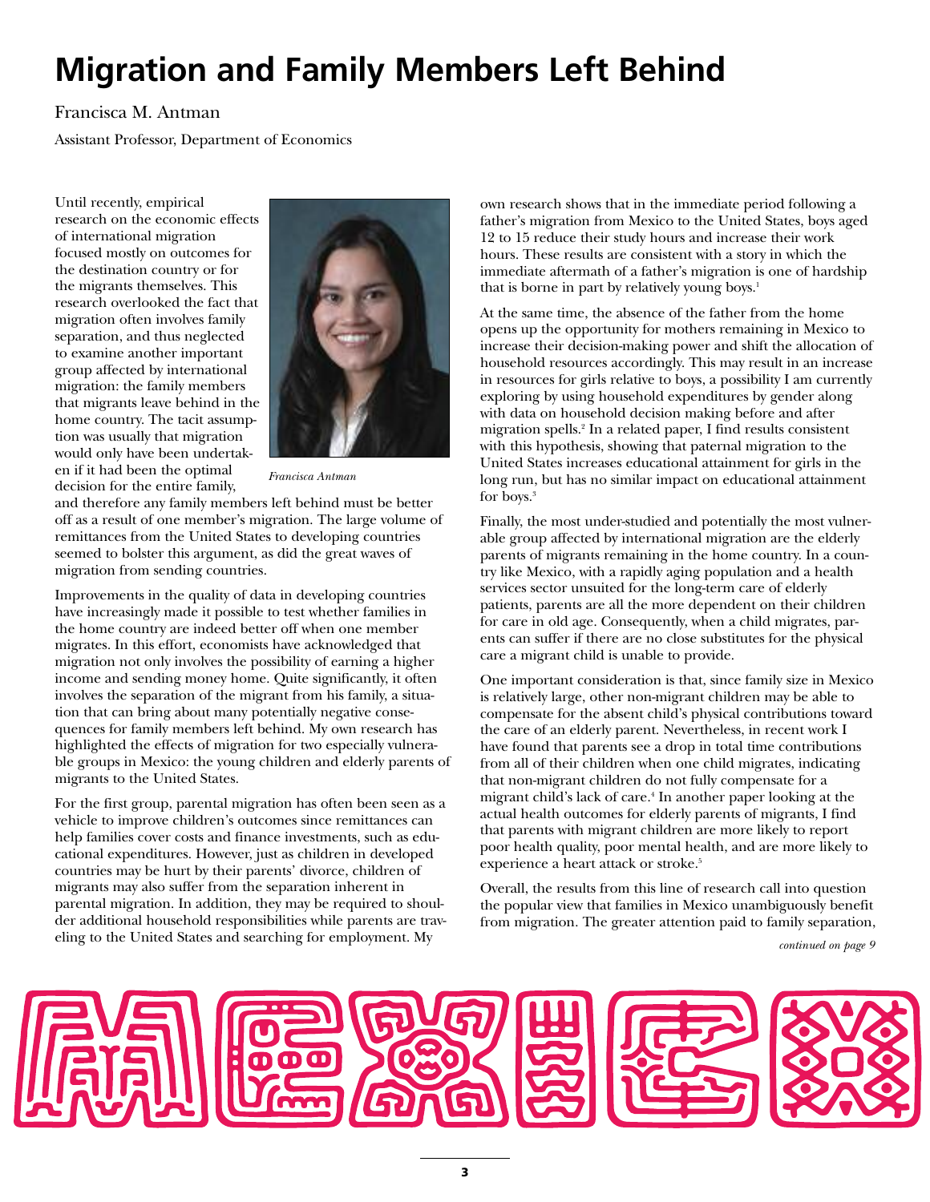# Migration and Family Members Left Behind

Francisca M. Antman

Assistant Professor, Department of Economics

*Francisca Antman*

Until recently, empirical research on the economic effects of international migration focused mostly on outcomes for the destination country or for the migrants themselves. This research overlooked the fact that migration often involves family separation, and thus neglected to examine another important group affected by international migration: the family members that migrants leave behind in the home country. The tacit assumption was usually that migration would only have been undertaken if it had been the optimal decision for the entire family, and therefore any family members left behind must be better off as a result of one member's migration. The large volume of remittances from the United States to developing countries seemed to bolster this argument, as did the great waves of migration from sending countries.

Improvements in the quality of data in developing countries have increasingly made it possible to test whether families in the home country are indeed better off when one member migrates. In this effort, economists have acknowledged that migration not only involves the possibility of earning a higher income and sending money home. Quite significantly, it often involves the separation of the migrant from his family, a situation that can bring about many potentially negative consequences for family members left behind. My own research has highlighted the effects of migration for two especially vulnerable groups in Mexico: the young children and elderly parents of migrants to the United States.

For the first group, parental migration has often been seen as a vehicle to improve children's outcomes since remittances can help families cover costs and finance investments, such as educational expenditures. However, just as children in developed countries may be hurt by their parents' divorce, children of migrants may also suffer from the separation inherent in parental migration. In addition, they may be required to shoulder additional household responsibilities while parents are traveling to the United States and searching for employment. My own research shows that in the immediate period following a father's migration from Mexico to the United States, boys aged 12 to 15 reduce their study hours and increase their work hours. These results are consistent with a story in which the immediate aftermath of a father's migration is one of hardship that is borne in part by relatively young boys.[1]

At the same time, the absence of the father from the home opens up the opportunity for mothers remaining in Mexico to increase their decision-making power and shift the allocation of household resources accordingly. This may result in an increase in resources for girls relative to boys, a possibility I am currently exploring by using household expenditures by gender along with data on household decision making before and after migration spells.[2] In a related paper, I find results consistent with this hypothesis, showing that paternal migration to the United States increases educational attainment for girls in the long run, but has no similar impact on educational attainment for boys.[3]

Finally, the most under-studied and potentially the most vulnerable group affected by international migration are the elderly parents of migrants remaining in the home country. In a country like Mexico, with a rapidly aging population and a health services sector unsuited for the long-term care of elderly patients, parents are all the more dependent on their children for care in old age. Consequently, when a child migrates, parents can suffer if there are no close substitutes for the physical care a migrant child is unable to provide.

One important consideration is that, since family size in Mexico is relatively large, other non-migrant children may be able to compensate for the absent child's physical contributions toward the care of an elderly parent. Nevertheless, in recent work I have found that parents see a drop in total time contributions from all of their children when one child migrates, indicating that non-migrant children do not fully compensate for a migrant child's lack of care.[4] In another paper looking at the actual health outcomes for elderly parents of migrants, I find that parents with migrant children are more likely to report poor health quality, poor mental health, and are more likely to experience a heart attack or stroke.[5]

Overall, the results from this line of research call into question the popular view that families in Mexico unambiguously benefit from migration. The greater attention paid to family separation,

*continued on page 9*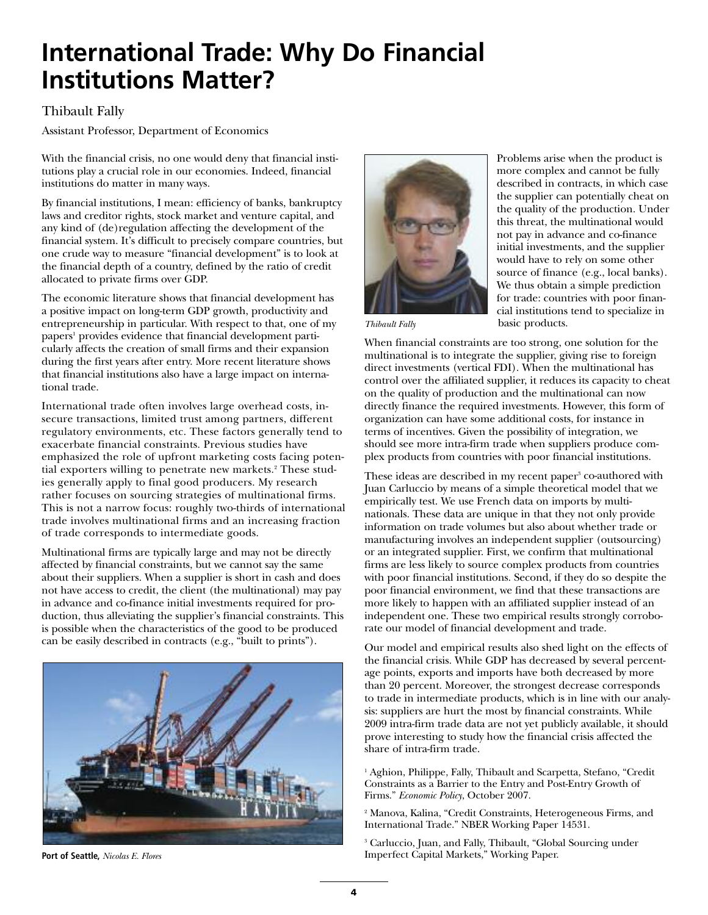# International Trade: Why Do Financial Institutions Matter?

Thibault Fally

Assistant Professor, Department of Economics

With the financial crisis, no one would deny that financial institutions play a crucial role in our economies. Indeed, financial institutions do matter in many ways.

By financial institutions, I mean: efficiency of banks, bankruptcy laws and creditor rights, stock market and venture capital, and any kind of (de)regulation affecting the development of the financial system. It's difficult to precisely compare countries, but one crude way to measure "financial development" is to look at the financial depth of a country, defined by the ratio of credit allocated to private firms over GDP.

The economic literature shows that financial development has a positive impact on long-term GDP growth, productivity and entrepreneurship in particular. With respect to that, one of my papers[1] provides evidence that financial development particularly affects the creation of small firms and their expansion during the first years after entry. More recent literature shows that financial institutions also have a large impact on international trade.

International trade often involves large overhead costs, insecure transactions, limited trust among partners, different regulatory environments, etc. These factors generally tend to exacerbate financial constraints. Previous studies have emphasized the role of upfront marketing costs facing potential exporters willing to penetrate new markets.[2] These studies generally apply to final good producers. My research rather focuses on sourcing strategies of multinational firms. This is not a narrow focus: roughly two-thirds of international trade involves multinational firms and an increasing fraction of trade corresponds to intermediate goods.

Multinational firms are typically large and may not be directly affected by financial constraints, but we cannot say the same about their suppliers. When a supplier is short in cash and does not have access to credit, the client (the multinational) may pay in advance and co-finance initial investments required for production, thus alleviating the supplier's financial constraints. This is possible when the characteristics of the good to be produced can be easily described in contracts (e.g., "built to prints").

**Port of Seattle,** *Nicolas E. Flores*

*Thibault Fally*

Problems arise when the product is more complex and cannot be fully described in contracts, in which case the supplier can potentially cheat on the quality of the production. Under this threat, the multinational would not pay in advance and co-finance initial investments, and the supplier would have to rely on some other source of finance (e.g., local banks). We thus obtain a simple prediction for trade: countries with poor financial institutions tend to specialize in basic products.

When financial constraints are too strong, one solution for the multinational is to integrate the supplier, giving rise to foreign direct investments (vertical FDI). When the multinational has control over the affiliated supplier, it reduces its capacity to cheat on the quality of production and the multinational can now directly finance the required investments. However, this form of organization can have some additional costs, for instance in terms of incentives. Given the possibility of integration, we should see more intra-firm trade when suppliers produce complex products from countries with poor financial institutions.

These ideas are described in my recent paper[3] co-authored with Juan Carluccio by means of a simple theoretical model that we empirically test. We use French data on imports by multinationals. These data are unique in that they not only provide information on trade volumes but also about whether trade or manufacturing involves an independent supplier (outsourcing) or an integrated supplier. First, we confirm that multinational firms are less likely to source complex products from countries with poor financial institutions. Second, if they do so despite the poor financial environment, we find that these transactions are more likely to happen with an affiliated supplier instead of an independent one. These two empirical results strongly corroborate our model of financial development and trade.

Our model and empirical results also shed light on the effects of the financial crisis. While GDP has decreased by several percentage points, exports and imports have both decreased by more than 20 percent. Moreover, the strongest decrease corresponds to trade in intermediate products, which is in line with our analysis: suppliers are hurt the most by financial constraints. While 2009 intra-firm trade data are not yet publicly available, it should prove interesting to study how the financial crisis affected the share of intra-firm trade.

[1] Aghion, Philippe, Fally, Thibault and Scarpetta, Stefano, "Credit Constraints as a Barrier to the Entry and Post-Entry Growth of Firms." *Economic Policy*, October 2007.

[2] Manova, Kalina, "Credit Constraints, Heterogeneous Firms, and International Trade." NBER Working Paper 14531.

[3] Carluccio, Juan, and Fally, Thibault, "Global Sourcing under Imperfect Capital Markets," Working Paper.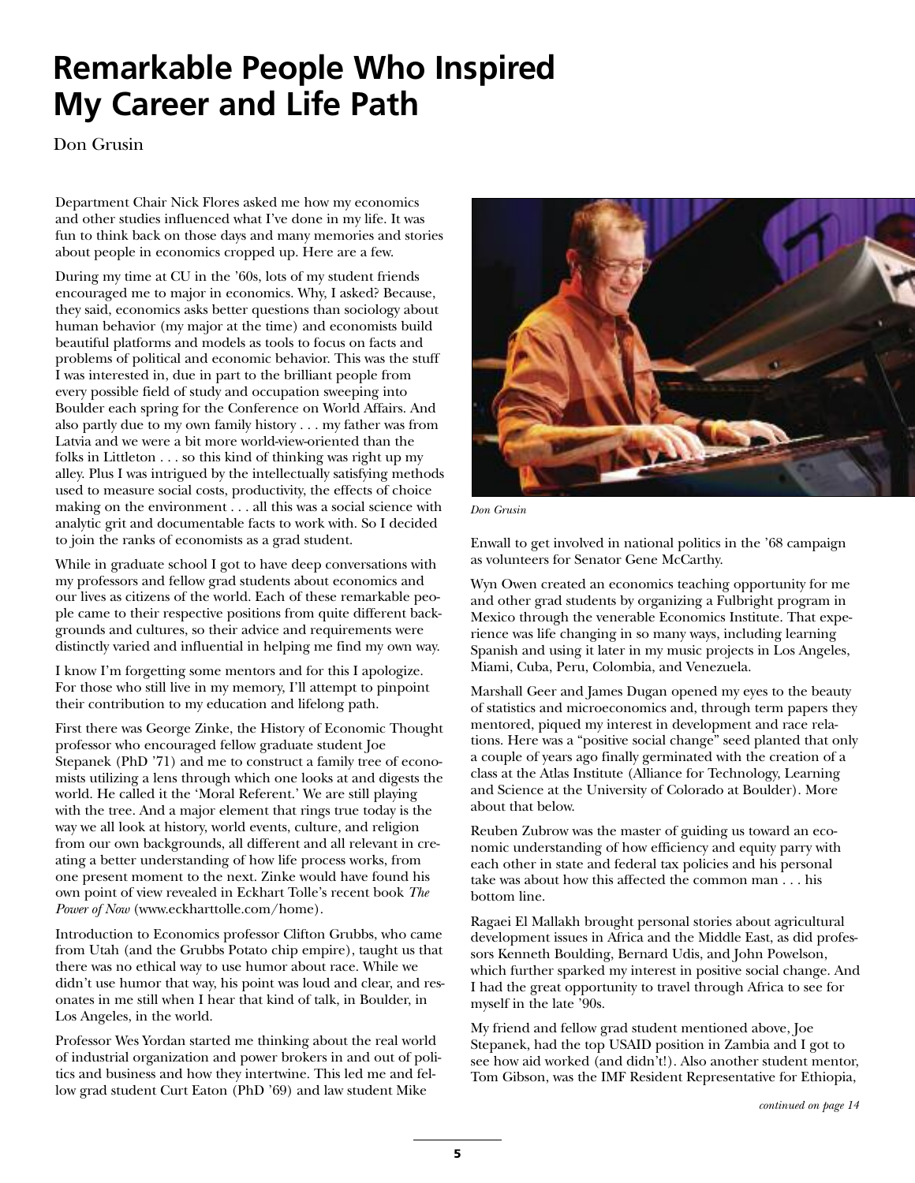# Remarkable People Who Inspired My Career and Life Path

Don Grusin

Department Chair Nick Flores asked me how my economics and other studies influenced what I've done in my life. It was fun to think back on those days and many memories and stories about people in economics cropped up. Here are a few.

During my time at CU in the '60s, lots of my student friends encouraged me to major in economics. Why, I asked? Because, they said, economics asks better questions than sociology about human behavior (my major at the time) and economists build beautiful platforms and models as tools to focus on facts and problems of political and economic behavior. This was the stuff I was interested in, due in part to the brilliant people from every possible field of study and occupation sweeping into Boulder each spring for the Conference on World Affairs. And also partly due to my own family history . . . my father was from Latvia and we were a bit more world-view-oriented than the folks in Littleton . . . so this kind of thinking was right up my alley. Plus I was intrigued by the intellectually satisfying methods used to measure social costs, productivity, the effects of choice making on the environment . . . all this was a social science with analytic grit and documentable facts to work with. So I decided to join the ranks of economists as a grad student.

While in graduate school I got to have deep conversations with my professors and fellow grad students about economics and our lives as citizens of the world. Each of these remarkable people came to their respective positions from quite different backgrounds and cultures, so their advice and requirements were distinctly varied and influential in helping me find my own way.

I know I'm forgetting some mentors and for this I apologize. For those who still live in my memory, I'll attempt to pinpoint their contribution to my education and lifelong path.

First there was George Zinke, the History of Economic Thought professor who encouraged fellow graduate student Joe Stepanek (PhD '71) and me to construct a family tree of economists utilizing a lens through which one looks at and digests the world. He called it the 'Moral Referent.' We are still playing with the tree. And a major element that rings true today is the way we all look at history, world events, culture, and religion from our own backgrounds, all different and all relevant in creating a better understanding of how life process works, from one present moment to the next. Zinke would have found his own point of view revealed in Eckhart Tolle's recent book *The Power of Now* (www.eckharttolle.com/home).

Introduction to Economics professor Clifton Grubbs, who came from Utah (and the Grubbs Potato chip empire), taught us that there was no ethical way to use humor about race. While we didn't use humor that way, his point was loud and clear, and resonates in me still when I hear that kind of talk, in Boulder, in Los Angeles, in the world.

Professor Wes Yordan started me thinking about the real world of industrial organization and power brokers in and out of politics and business and how they intertwine. This led me and fellow grad student Curt Eaton (PhD '69) and law student Mike Enwall to get involved in national politics in the '68 campaign as volunteers for Senator Gene McCarthy.

*Don Grusin*

Wyn Owen created an economics teaching opportunity for me and other grad students by organizing a Fulbright program in Mexico through the venerable Economics Institute. That experience was life changing in so many ways, including learning Spanish and using it later in my music projects in Los Angeles, Miami, Cuba, Peru, Colombia, and Venezuela.

Marshall Geer and James Dugan opened my eyes to the beauty of statistics and microeconomics and, through term papers they mentored, piqued my interest in development and race relations. Here was a "positive social change" seed planted that only a couple of years ago finally germinated with the creation of a class at the Atlas Institute (Alliance for Technology, Learning and Science at the University of Colorado at Boulder). More about that below.

Reuben Zubrow was the master of guiding us toward an economic understanding of how efficiency and equity parry with each other in state and federal tax policies and his personal take was about how this affected the common man . . . his bottom line.

Ragaei El Mallakh brought personal stories about agricultural development issues in Africa and the Middle East, as did professors Kenneth Boulding, Bernard Udis, and John Powelson, which further sparked my interest in positive social change. And I had the great opportunity to travel through Africa to see for myself in the late '90s.

My friend and fellow grad student mentioned above, Joe Stepanek, had the top USAID position in Zambia and I got to see how aid worked (and didn't!). Also another student mentor, Tom Gibson, was the IMF Resident Representative for Ethiopia,

*continued on page 14*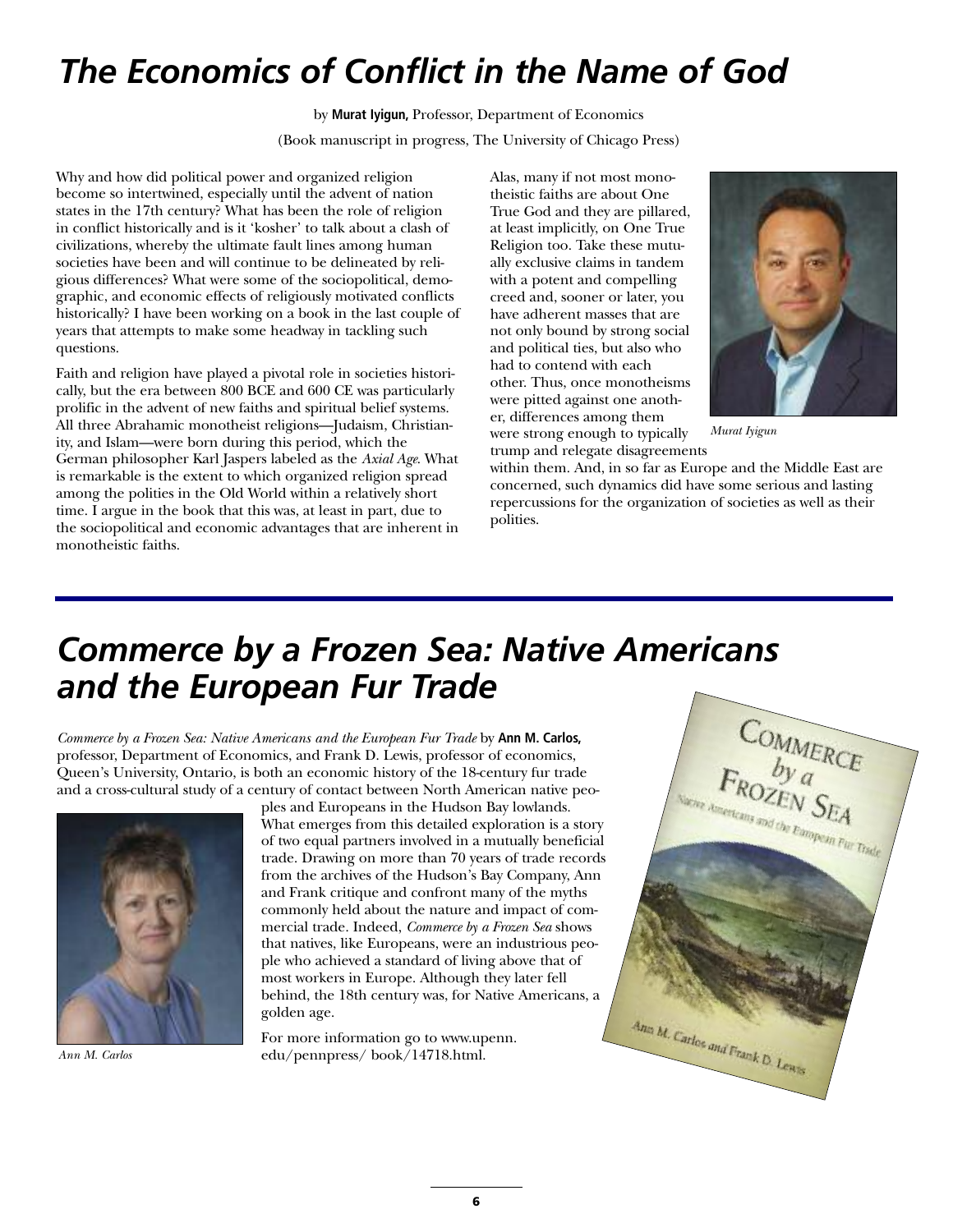# *The Economics of Conflict in the Name of God*

by **Murat Iyigun,** Professor, Department of Economics

(Book manuscript in progress, The University of Chicago Press)

Why and how did political power and organized religion become so intertwined, especially until the advent of nation states in the 17th century? What has been the role of religion in conflict historically and is it 'kosher' to talk about a clash of civilizations, whereby the ultimate fault lines among human societies have been and will continue to be delineated by religious differences? What were some of the sociopolitical, demographic, and economic effects of religiously motivated conflicts historically? I have been working on a book in the last couple of years that attempts to make some headway in tackling such questions.

Faith and religion have played a pivotal role in societies historically, but the era between 800 BCE and 600 CE was particularly prolific in the advent of new faiths and spiritual belief systems. All three Abrahamic monotheist religions—Judaism, Christianity, and Islam—were born during this period, which the German philosopher Karl Jaspers labeled as the *Axial Age*. What is remarkable is the extent to which organized religion spread among the polities in the Old World within a relatively short time. I argue in the book that this was, at least in part, due to the sociopolitical and economic advantages that are inherent in monotheistic faiths.

Alas, many if not most monotheistic faiths are about One True God and they are pillared, at least implicitly, on One True Religion too. Take these mutually exclusive claims in tandem with a potent and compelling creed and, sooner or later, you have adherent masses that are not only bound by strong social and political ties, but also who had to contend with each other. Thus, once monotheisms were pitted against one another, differences among them were strong enough to typically trump and relegate disagreements within them. And, in so far as Europe and the Middle East are concerned, such dynamics did have some serious and lasting repercussions for the organization of societies as well as their polities.

*Murat Iyigun*

# *Commerce by a Frozen Sea: Native Americans and the European Fur Trade*

*Commerce by a Frozen Sea: Native Americans and the European Fur Trade* by **Ann M. Carlos,** professor, Department of Economics, and Frank D. Lewis, professor of economics, Queen's University, Ontario, is both an economic history of the 18-century fur trade and a cross-cultural study of a century of contact between North American native peoples and Europeans in the Hudson Bay lowlands. What emerges from this detailed exploration is a story of two equal partners involved in a mutually beneficial trade. Drawing on more than 70 years of trade records from the archives of the Hudson's Bay Company, Ann and Frank critique and confront many of the myths commonly held about the nature and impact of commercial trade. Indeed, *Commerce by a Frozen Sea* shows that natives, like Europeans, were an industrious people who achieved a standard of living above that of most workers in Europe. Although they later fell behind, the 18th century was, for Native Americans, a golden age.

For more information go to www.upenn.edu/pennpress/ book/14718.html.

*Ann M. Carlos*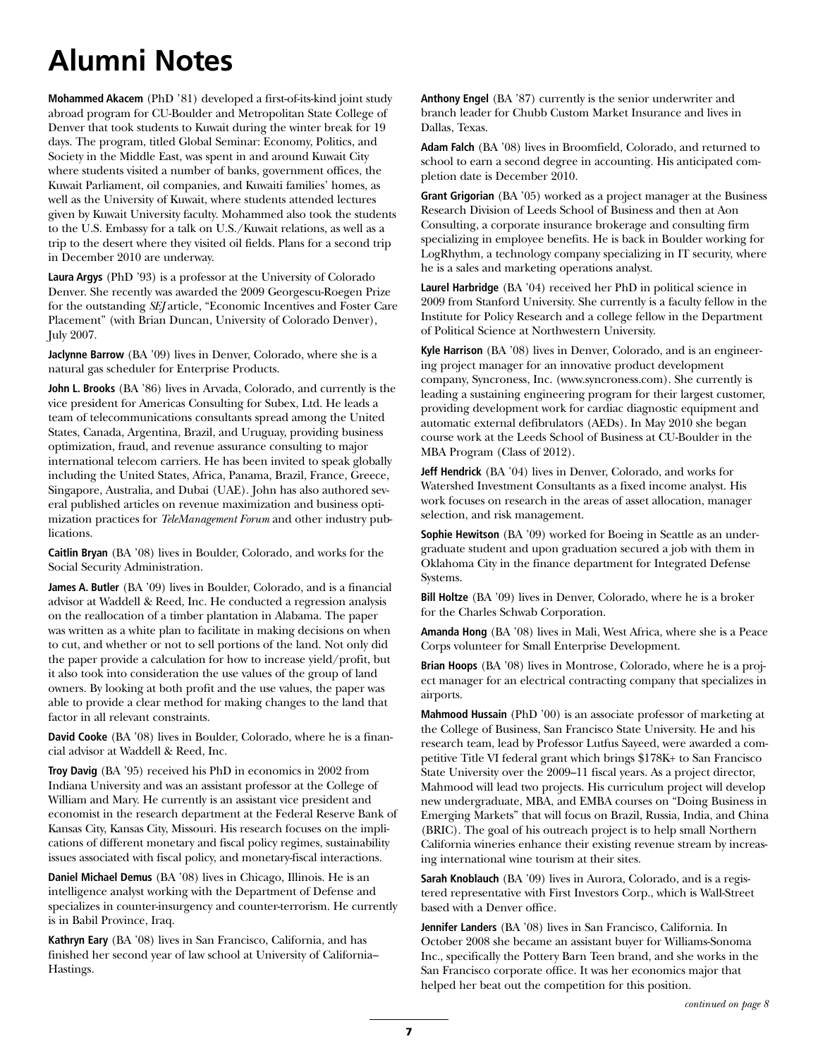# Alumni Notes

**Mohammed Akacem** (PhD '81) developed a first-of-its-kind joint study abroad program for CU-Boulder and Metropolitan State College of Denver that took students to Kuwait during the winter break for 19 days. The program, titled Global Seminar: Economy, Politics, and Society in the Middle East, was spent in and around Kuwait City where students visited a number of banks, government offices, the Kuwait Parliament, oil companies, and Kuwaiti families' homes, as well as the University of Kuwait, where students attended lectures given by Kuwait University faculty. Mohammed also took the students to the U.S. Embassy for a talk on U.S./Kuwait relations, as well as a trip to the desert where they visited oil fields. Plans for a second trip in December 2010 are underway.

**Laura Argys** (PhD '93) is a professor at the University of Colorado Denver. She recently was awarded the 2009 Georgescu-Roegen Prize for the outstanding *SEJ* article, "Economic Incentives and Foster Care Placement" (with Brian Duncan, University of Colorado Denver), July 2007.

**Jaclynne Barrow** (BA '09) lives in Denver, Colorado, where she is a natural gas scheduler for Enterprise Products.

**John L. Brooks** (BA '86) lives in Arvada, Colorado, and currently is the vice president for Americas Consulting for Subex, Ltd. He leads a team of telecommunications consultants spread among the United States, Canada, Argentina, Brazil, and Uruguay, providing business optimization, fraud, and revenue assurance consulting to major international telecom carriers. He has been invited to speak globally including the United States, Africa, Panama, Brazil, France, Greece, Singapore, Australia, and Dubai (UAE). John has also authored several published articles on revenue maximization and business optimization practices for *TeleManagement Forum* and other industry publications.

**Caitlin Bryan** (BA '08) lives in Boulder, Colorado, and works for the Social Security Administration.

**James A. Butler** (BA '09) lives in Boulder, Colorado, and is a financial advisor at Waddell & Reed, Inc. He conducted a regression analysis on the reallocation of a timber plantation in Alabama. The paper was written as a white plan to facilitate in making decisions on when to cut, and whether or not to sell portions of the land. Not only did the paper provide a calculation for how to increase yield/profit, but it also took into consideration the use values of the group of land owners. By looking at both profit and the use values, the paper was able to provide a clear method for making changes to the land that factor in all relevant constraints.

**David Cooke** (BA '08) lives in Boulder, Colorado, where he is a financial advisor at Waddell & Reed, Inc.

**Troy Davig** (BA '95) received his PhD in economics in 2002 from Indiana University and was an assistant professor at the College of William and Mary. He currently is an assistant vice president and economist in the research department at the Federal Reserve Bank of Kansas City, Kansas City, Missouri. His research focuses on the implications of different monetary and fiscal policy regimes, sustainability issues associated with fiscal policy, and monetary-fiscal interactions.

**Daniel Michael Demus** (BA '08) lives in Chicago, Illinois. He is an intelligence analyst working with the Department of Defense and specializes in counter-insurgency and counter-terrorism. He currently is in Babil Province, Iraq.

**Kathryn Eary** (BA '08) lives in San Francisco, California, and has finished her second year of law school at University of California–Hastings.

**Anthony Engel** (BA '87) currently is the senior underwriter and branch leader for Chubb Custom Market Insurance and lives in Dallas, Texas.

**Adam Falch** (BA '08) lives in Broomfield, Colorado, and returned to school to earn a second degree in accounting. His anticipated completion date is December 2010.

**Grant Grigorian** (BA '05) worked as a project manager at the Business Research Division of Leeds School of Business and then at Aon Consulting, a corporate insurance brokerage and consulting firm specializing in employee benefits. He is back in Boulder working for LogRhythm, a technology company specializing in IT security, where he is a sales and marketing operations analyst.

**Laurel Harbridge** (BA '04) received her PhD in political science in 2009 from Stanford University. She currently is a faculty fellow in the Institute for Policy Research and a college fellow in the Department of Political Science at Northwestern University.

**Kyle Harrison** (BA '08) lives in Denver, Colorado, and is an engineering project manager for an innovative product development company, Syncroness, Inc. (www.syncroness.com). She currently is leading a sustaining engineering program for their largest customer, providing development work for cardiac diagnostic equipment and automatic external defibrulators (AEDs). In May 2010 she began course work at the Leeds School of Business at CU-Boulder in the MBA Program (Class of 2012).

**Jeff Hendrick** (BA '04) lives in Denver, Colorado, and works for Watershed Investment Consultants as a fixed income analyst. His work focuses on research in the areas of asset allocation, manager selection, and risk management.

**Sophie Hewitson** (BA '09) worked for Boeing in Seattle as an undergraduate student and upon graduation secured a job with them in Oklahoma City in the finance department for Integrated Defense Systems.

**Bill Holtze** (BA '09) lives in Denver, Colorado, where he is a broker for the Charles Schwab Corporation.

**Amanda Hong** (BA '08) lives in Mali, West Africa, where she is a Peace Corps volunteer for Small Enterprise Development.

**Brian Hoops** (BA '08) lives in Montrose, Colorado, where he is a project manager for an electrical contracting company that specializes in airports.

**Mahmood Hussain** (PhD '00) is an associate professor of marketing at the College of Business, San Francisco State University. He and his research team, lead by Professor Lutfus Sayeed, were awarded a competitive Title VI federal grant which brings $178K+ to San Francisco State University over the 2009–11 fiscal years. As a project director, Mahmood will lead two projects. His curriculum project will develop new undergraduate, MBA, and EMBA courses on "Doing Business in Emerging Markets" that will focus on Brazil, Russia, India, and China (BRIC). The goal of his outreach project is to help small Northern California wineries enhance their existing revenue stream by increasing international wine tourism at their sites.

**Sarah Knoblauch** (BA '09) lives in Aurora, Colorado, and is a registered representative with First Investors Corp., which is Wall-Street based with a Denver office.

**Jennifer Landers** (BA '08) lives in San Francisco, California. In October 2008 she became an assistant buyer for Williams-Sonoma Inc., specifically the Pottery Barn Teen brand, and she works in the San Francisco corporate office. It was her economics major that helped her beat out the competition for this position.

*continued on page 8*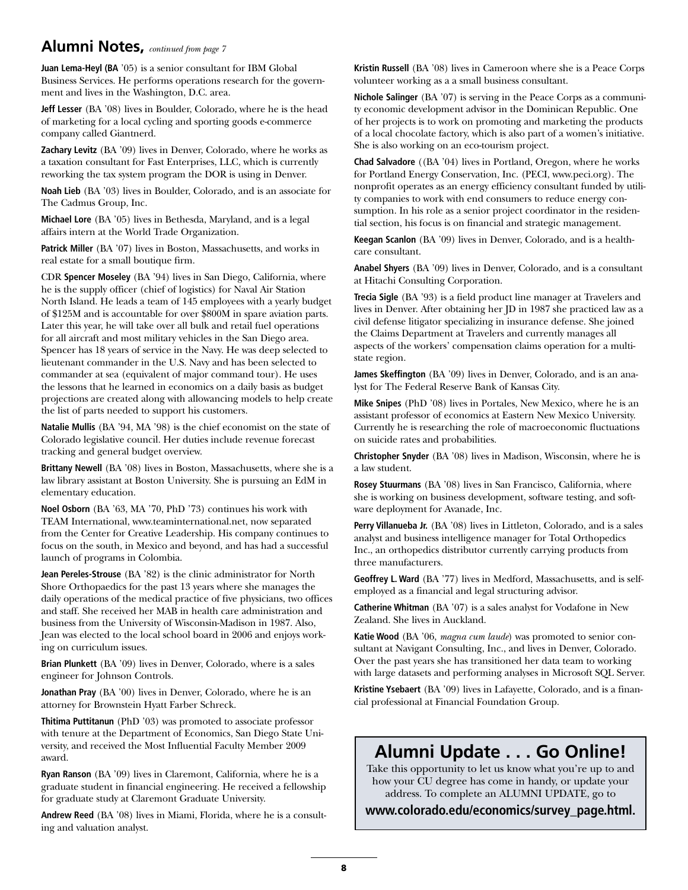## Alumni Notes, *continued from page 7*

**Juan Lema-Heyl (BA** ’05) is a senior consultant for IBM Global Business Services. He performs operations research for the government and lives in the Washington, D.C. area.

**Jeff Lesser** (BA ’08) lives in Boulder, Colorado, where he is the head of marketing for a local cycling and sporting goods e-commerce company called Giantnerd.

**Zachary Levitz** (BA ’09) lives in Denver, Colorado, where he works as a taxation consultant for Fast Enterprises, LLC, which is currently reworking the tax system program the DOR is using in Denver.

**Noah Lieb** (BA ’03) lives in Boulder, Colorado, and is an associate for The Cadmus Group, Inc.

**Michael Lore** (BA ’05) lives in Bethesda, Maryland, and is a legal affairs intern at the World Trade Organization.

**Patrick Miller** (BA ’07) lives in Boston, Massachusetts, and works in real estate for a small boutique firm.

CDR **Spencer Moseley** (BA ’94) lives in San Diego, California, where he is the supply officer (chief of logistics) for Naval Air Station North Island. He leads a team of 145 employees with a yearly budget of $125M and is accountable for over $800M in spare aviation parts. Later this year, he will take over all bulk and retail fuel operations for all aircraft and most military vehicles in the San Diego area. Spencer has 18 years of service in the Navy. He was deep selected to lieutenant commander in the U.S. Navy and has been selected to commander at sea (equivalent of major command tour). He uses the lessons that he learned in economics on a daily basis as budget projections are created along with allowancing models to help create the list of parts needed to support his customers.

**Natalie Mullis** (BA ’94, MA ’98) is the chief economist on the state of Colorado legislative council. Her duties include revenue forecast tracking and general budget overview.

**Brittany Newell** (BA ’08) lives in Boston, Massachusetts, where she is a law library assistant at Boston University. She is pursuing an EdM in elementary education.

**Noel Osborn** (BA ’63, MA ’70, PhD ’73) continues his work with TEAM International, www.teaminternational.net, now separated from the Center for Creative Leadership. His company continues to focus on the south, in Mexico and beyond, and has had a successful launch of programs in Colombia.

**Jean Pereles-Strouse** (BA ’82) is the clinic administrator for North Shore Orthopaedics for the past 13 years where she manages the daily operations of the medical practice of five physicians, two offices and staff. She received her MAB in health care administration and business from the University of Wisconsin-Madison in 1987. Also, Jean was elected to the local school board in 2006 and enjoys working on curriculum issues.

**Brian Plunkett** (BA ’09) lives in Denver, Colorado, where is a sales engineer for Johnson Controls.

**Jonathan Pray** (BA ’00) lives in Denver, Colorado, where he is an attorney for Brownstein Hyatt Farber Schreck.

**Thitima Puttitanun** (PhD ’03) was promoted to associate professor with tenure at the Department of Economics, San Diego State University, and received the Most Influential Faculty Member 2009 award.

**Ryan Ranson** (BA ’09) lives in Claremont, California, where he is a graduate student in financial engineering. He received a fellowship for graduate study at Claremont Graduate University.

**Andrew Reed** (BA ’08) lives in Miami, Florida, where he is a consulting and valuation analyst.

**Kristin Russell** (BA ’08) lives in Cameroon where she is a Peace Corps volunteer working as a a small business consultant.

**Nichole Salinger** (BA ’07) is serving in the Peace Corps as a community economic development advisor in the Dominican Republic. One of her projects is to work on promoting and marketing the products of a local chocolate factory, which is also part of a women’s initiative. She is also working on an eco-tourism project.

**Chad Salvadore** ((BA ’04) lives in Portland, Oregon, where he works for Portland Energy Conservation, Inc. (PECI, www.peci.org). The nonprofit operates as an energy efficiency consultant funded by utility companies to work with end consumers to reduce energy consumption. In his role as a senior project coordinator in the residential section, his focus is on financial and strategic management.

**Keegan Scanlon** (BA ’09) lives in Denver, Colorado, and is a healthcare consultant.

**Anabel Shyers** (BA ’09) lives in Denver, Colorado, and is a consultant at Hitachi Consulting Corporation.

**Trecia Sigle** (BA ’93) is a field product line manager at Travelers and lives in Denver. After obtaining her JD in 1987 she practiced law as a civil defense litigator specializing in insurance defense. She joined the Claims Department at Travelers and currently manages all aspects of the workers’ compensation claims operation for a multistate region.

**James Skeffington** (BA ’09) lives in Denver, Colorado, and is an analyst for The Federal Reserve Bank of Kansas City.

**Mike Snipes** (PhD ’08) lives in Portales, New Mexico, where he is an assistant professor of economics at Eastern New Mexico University. Currently he is researching the role of macroeconomic fluctuations on suicide rates and probabilities.

**Christopher Snyder** (BA ’08) lives in Madison, Wisconsin, where he is a law student.

**Rosey Stuurmans** (BA ’08) lives in San Francisco, California, where she is working on business development, software testing, and software deployment for Avanade, Inc.

**Perry Villanueba Jr.** (BA ’08) lives in Littleton, Colorado, and is a sales analyst and business intelligence manager for Total Orthopedics Inc., an orthopedics distributor currently carrying products from three manufacturers.

**Geoffrey L. Ward** (BA ’77) lives in Medford, Massachusetts, and is self-employed as a financial and legal structuring advisor.

**Catherine Whitman** (BA ’07) is a sales analyst for Vodafone in New Zealand. She lives in Auckland.

**Katie Wood** (BA ’06, *magna cum laude*) was promoted to senior consultant at Navigant Consulting, Inc., and lives in Denver, Colorado. Over the past years she has transitioned her data team to working with large datasets and performing analyses in Microsoft SQL Server.

**Kristine Ysebaert** (BA ’09) lives in Lafayette, Colorado, and is a financial professional at Financial Foundation Group.

## Alumni Update . . . Go Online!

Take this opportunity to let us know what you’re up to and how your CU degree has come in handy, or update your address. To complete an ALUMNI UPDATE, go to

**www.colorado.edu/economics/survey_page.html.**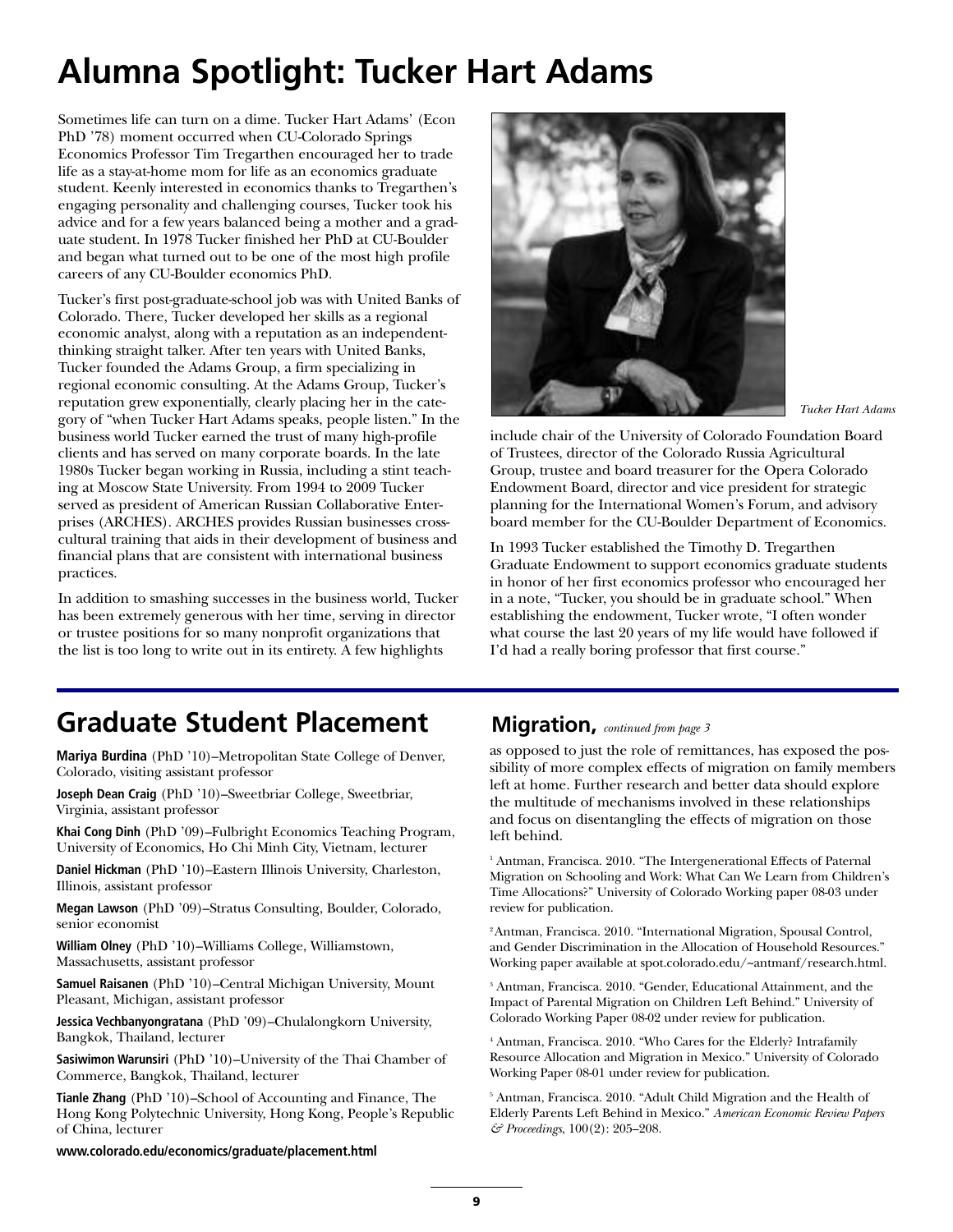# Alumna Spotlight: Tucker Hart Adams

Sometimes life can turn on a dime. Tucker Hart Adams' (Econ PhD '78) moment occurred when CU-Colorado Springs Economics Professor Tim Tregarthen encouraged her to trade life as a stay-at-home mom for life as an economics graduate student. Keenly interested in economics thanks to Tregarthen's engaging personality and challenging courses, Tucker took his advice and for a few years balanced being a mother and a graduate student. In 1978 Tucker finished her PhD at CU-Boulder and began what turned out to be one of the most high profile careers of any CU-Boulder economics PhD.

Tucker's first post-graduate-school job was with United Banks of Colorado. There, Tucker developed her skills as a regional economic analyst, along with a reputation as an independent-thinking straight talker. After ten years with United Banks, Tucker founded the Adams Group, a firm specializing in regional economic consulting. At the Adams Group, Tucker's reputation grew exponentially, clearly placing her in the category of "when Tucker Hart Adams speaks, people listen." In the business world Tucker earned the trust of many high-profile clients and has served on many corporate boards. In the late 1980s Tucker began working in Russia, including a stint teaching at Moscow State University. From 1994 to 2009 Tucker served as president of American Russian Collaborative Enterprises (ARCHES). ARCHES provides Russian businesses cross-cultural training that aids in their development of business and financial plans that are consistent with international business practices.

In addition to smashing successes in the business world, Tucker has been extremely generous with her time, serving in director or trustee positions for so many nonprofit organizations that the list is too long to write out in its entirety. A few highlights include chair of the University of Colorado Foundation Board of Trustees, director of the Colorado Russia Agricultural Group, trustee and board treasurer for the Opera Colorado Endowment Board, director and vice president for strategic planning for the International Women's Forum, and advisory board member for the CU-Boulder Department of Economics.

*Tucker Hart Adams*

In 1993 Tucker established the Timothy D. Tregarthen Graduate Endowment to support economics graduate students in honor of her first economics professor who encouraged her in a note, "Tucker, you should be in graduate school." When establishing the endowment, Tucker wrote, "I often wonder what course the last 20 years of my life would have followed if I'd had a really boring professor that first course."

# Graduate Student Placement

**Mariya Burdina** (PhD '10)–Metropolitan State College of Denver, Colorado, visiting assistant professor

**Joseph Dean Craig** (PhD '10)–Sweetbriar College, Sweetbriar, Virginia, assistant professor

**Khai Cong Dinh** (PhD '09)–Fulbright Economics Teaching Program, University of Economics, Ho Chi Minh City, Vietnam, lecturer

**Daniel Hickman** (PhD '10)–Eastern Illinois University, Charleston, Illinois, assistant professor

**Megan Lawson** (PhD '09)–Stratus Consulting, Boulder, Colorado, senior economist

**William Olney** (PhD '10)–Williams College, Williamstown, Massachusetts, assistant professor

**Samuel Raisanen** (PhD '10)–Central Michigan University, Mount Pleasant, Michigan, assistant professor

**Jessica Vechbanyongratana** (PhD '09)–Chulalongkorn University, Bangkok, Thailand, lecturer

**Sasiwimon Warunsiri** (PhD '10)–University of the Thai Chamber of Commerce, Bangkok, Thailand, lecturer

**Tianle Zhang** (PhD '10)–School of Accounting and Finance, The Hong Kong Polytechnic University, Hong Kong, People's Republic of China, lecturer

**www.colorado.edu/economics/graduate/placement.html**

## Migration, *continued from page 3*

as opposed to just the role of remittances, has exposed the possibility of more complex effects of migration on family members left at home. Further research and better data should explore the multitude of mechanisms involved in these relationships and focus on disentangling the effects of migration on those left behind.

[1] Antman, Francisca. 2010. "The Intergenerational Effects of Paternal Migration on Schooling and Work: What Can We Learn from Children's Time Allocations?" University of Colorado Working paper 08-03 under review for publication.

[2] Antman, Francisca. 2010. "International Migration, Spousal Control, and Gender Discrimination in the Allocation of Household Resources." Working paper available at spot.colorado.edu/~antmanf/research.html.

[3] Antman, Francisca. 2010. "Gender, Educational Attainment, and the Impact of Parental Migration on Children Left Behind." University of Colorado Working Paper 08-02 under review for publication.

[4] Antman, Francisca. 2010. "Who Cares for the Elderly? Intrafamily Resource Allocation and Migration in Mexico." University of Colorado Working Paper 08-01 under review for publication.

[5] Antman, Francisca. 2010. "Adult Child Migration and the Health of Elderly Parents Left Behind in Mexico." *American Economic Review Papers & Proceedings*, 100(2): 205–208.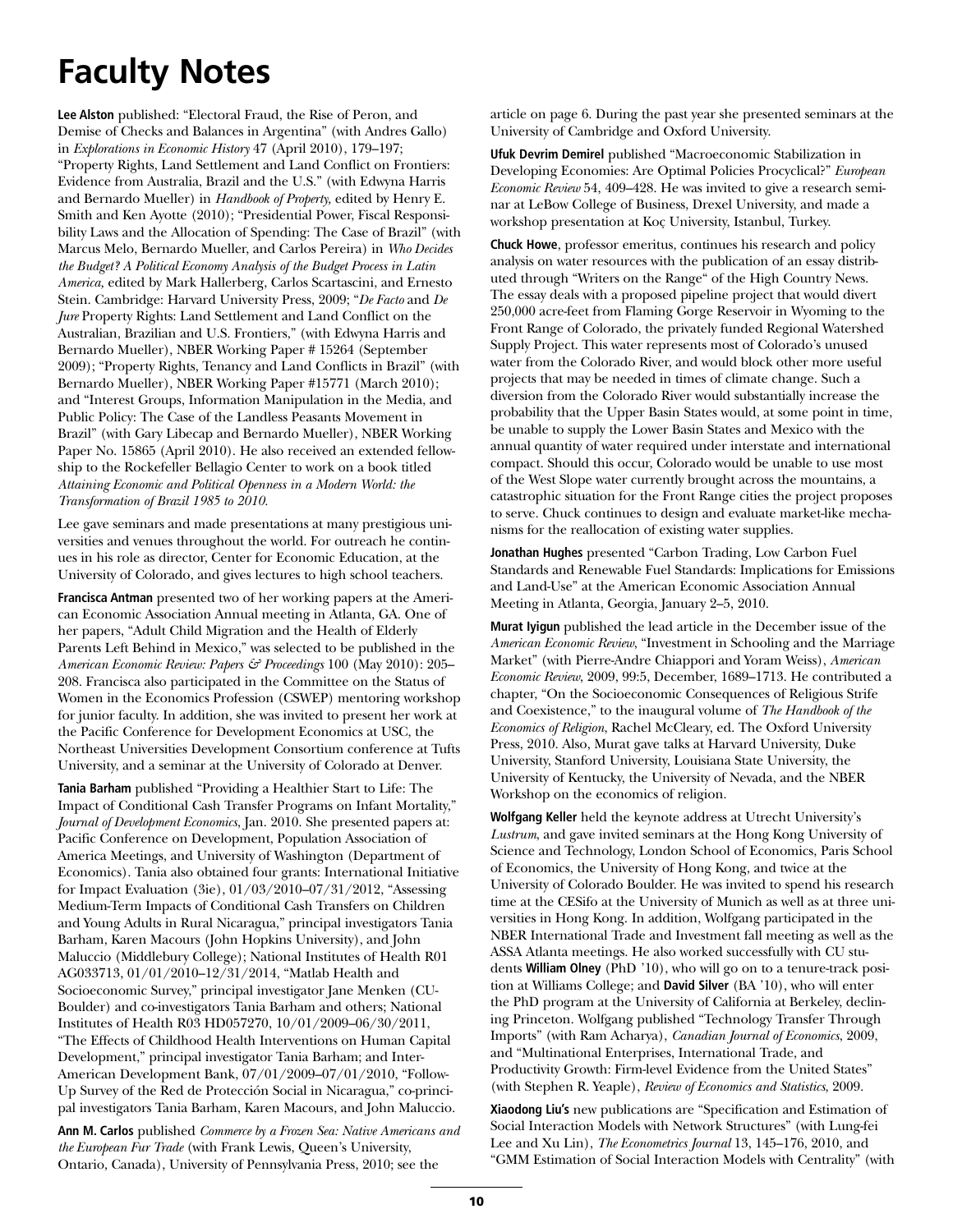# Faculty Notes

**Lee Alston** published: "Electoral Fraud, the Rise of Peron, and Demise of Checks and Balances in Argentina" (with Andres Gallo) in *Explorations in Economic History* 47 (April 2010), 179–197; "Property Rights, Land Settlement and Land Conflict on Frontiers: Evidence from Australia, Brazil and the U.S." (with Edwyna Harris and Bernardo Mueller) in *Handbook of Property*, edited by Henry E. Smith and Ken Ayotte (2010); "Presidential Power, Fiscal Responsibility Laws and the Allocation of Spending: The Case of Brazil" (with Marcus Melo, Bernardo Mueller, and Carlos Pereira) in *Who Decides the Budget? A Political Economy Analysis of the Budget Process in Latin America*, edited by Mark Hallerberg, Carlos Scartascini, and Ernesto Stein. Cambridge: Harvard University Press, 2009; "*De Facto* and *De Jure* Property Rights: Land Settlement and Land Conflict on the Australian, Brazilian and U.S. Frontiers," (with Edwyna Harris and Bernardo Mueller), NBER Working Paper # 15264 (September 2009); "Property Rights, Tenancy and Land Conflicts in Brazil" (with Bernardo Mueller), NBER Working Paper #15771 (March 2010); and "Interest Groups, Information Manipulation in the Media, and Public Policy: The Case of the Landless Peasants Movement in Brazil" (with Gary Libecap and Bernardo Mueller), NBER Working Paper No. 15865 (April 2010). He also received an extended fellowship to the Rockefeller Bellagio Center to work on a book titled *Attaining Economic and Political Openness in a Modern World: the Transformation of Brazil 1985 to 2010*.

Lee gave seminars and made presentations at many prestigious universities and venues throughout the world. For outreach he continues in his role as director, Center for Economic Education, at the University of Colorado, and gives lectures to high school teachers.

**Francisca Antman** presented two of her working papers at the American Economic Association Annual meeting in Atlanta, GA. One of her papers, "Adult Child Migration and the Health of Elderly Parents Left Behind in Mexico," was selected to be published in the *American Economic Review: Papers & Proceedings* 100 (May 2010): 205–208. Francisca also participated in the Committee on the Status of Women in the Economics Profession (CSWEP) mentoring workshop for junior faculty. In addition, she was invited to present her work at the Pacific Conference for Development Economics at USC, the Northeast Universities Development Consortium conference at Tufts University, and a seminar at the University of Colorado at Denver.

**Tania Barham** published "Providing a Healthier Start to Life: The Impact of Conditional Cash Transfer Programs on Infant Mortality," *Journal of Development Economics*, Jan. 2010. She presented papers at: Pacific Conference on Development, Population Association of America Meetings, and University of Washington (Department of Economics). Tania also obtained four grants: International Initiative for Impact Evaluation (3ie), 01/03/2010–07/31/2012, "Assessing Medium-Term Impacts of Conditional Cash Transfers on Children and Young Adults in Rural Nicaragua," principal investigators Tania Barham, Karen Macours (John Hopkins University), and John Maluccio (Middlebury College); National Institutes of Health R01 AG033713, 01/01/2010–12/31/2014, "Matlab Health and Socioeconomic Survey," principal investigator Jane Menken (CU-Boulder) and co-investigators Tania Barham and others; National Institutes of Health R03 HD057270, 10/01/2009–06/30/2011, "The Effects of Childhood Health Interventions on Human Capital Development," principal investigator Tania Barham; and Inter-American Development Bank, 07/01/2009–07/01/2010, "Follow-Up Survey of the Red de Protección Social in Nicaragua," co-principal investigators Tania Barham, Karen Macours, and John Maluccio.

**Ann M. Carlos** published *Commerce by a Frozen Sea: Native Americans and the European Fur Trade* (with Frank Lewis, Queen's University, Ontario, Canada), University of Pennsylvania Press, 2010; see the article on page 6. During the past year she presented seminars at the University of Cambridge and Oxford University.

**Ufuk Devrim Demirel** published "Macroeconomic Stabilization in Developing Economies: Are Optimal Policies Procyclical?" *European Economic Review* 54, 409–428. He was invited to give a research seminar at LeBow College of Business, Drexel University, and made a workshop presentation at Koç University, Istanbul, Turkey.

**Chuck Howe**, professor emeritus, continues his research and policy analysis on water resources with the publication of an essay distributed through "Writers on the Range" of the High Country News. The essay deals with a proposed pipeline project that would divert 250,000 acre-feet from Flaming Gorge Reservoir in Wyoming to the Front Range of Colorado, the privately funded Regional Watershed Supply Project. This water represents most of Colorado's unused water from the Colorado River, and would block other more useful projects that may be needed in times of climate change. Such a diversion from the Colorado River would substantially increase the probability that the Upper Basin States would, at some point in time, be unable to supply the Lower Basin States and Mexico with the annual quantity of water required under interstate and international compact. Should this occur, Colorado would be unable to use most of the West Slope water currently brought across the mountains, a catastrophic situation for the Front Range cities the project proposes to serve. Chuck continues to design and evaluate market-like mechanisms for the reallocation of existing water supplies.

**Jonathan Hughes** presented "Carbon Trading, Low Carbon Fuel Standards and Renewable Fuel Standards: Implications for Emissions and Land-Use" at the American Economic Association Annual Meeting in Atlanta, Georgia, January 2–5, 2010.

**Murat Iyigun** published the lead article in the December issue of the *American Economic Review*, "Investment in Schooling and the Marriage Market" (with Pierre-Andre Chiappori and Yoram Weiss), *American Economic Review*, 2009, 99:5, December, 1689–1713. He contributed a chapter, "On the Socioeconomic Consequences of Religious Strife and Coexistence," to the inaugural volume of *The Handbook of the Economics of Religion*, Rachel McCleary, ed. The Oxford University Press, 2010. Also, Murat gave talks at Harvard University, Duke University, Stanford University, Louisiana State University, the University of Kentucky, the University of Nevada, and the NBER Workshop on the economics of religion.

**Wolfgang Keller** held the keynote address at Utrecht University's *Lustrum*, and gave invited seminars at the Hong Kong University of Science and Technology, London School of Economics, Paris School of Economics, the University of Hong Kong, and twice at the University of Colorado Boulder. He was invited to spend his research time at the CESifo at the University of Munich as well as at three universities in Hong Kong. In addition, Wolfgang participated in the NBER International Trade and Investment fall meeting as well as the ASSA Atlanta meetings. He also worked successfully with CU students **William Olney** (PhD '10), who will go on to a tenure-track position at Williams College; and **David Silver** (BA '10), who will enter the PhD program at the University of California at Berkeley, declining Princeton. Wolfgang published "Technology Transfer Through Imports" (with Ram Acharya), *Canadian Journal of Economics*, 2009, and "Multinational Enterprises, International Trade, and Productivity Growth: Firm-level Evidence from the United States" (with Stephen R. Yeaple), *Review of Economics and Statistics*, 2009.

**Xiaodong Liu's** new publications are "Specification and Estimation of Social Interaction Models with Network Structures" (with Lung-fei Lee and Xu Lin), *The Econometrics Journal* 13, 145–176, 2010, and "GMM Estimation of Social Interaction Models with Centrality" (with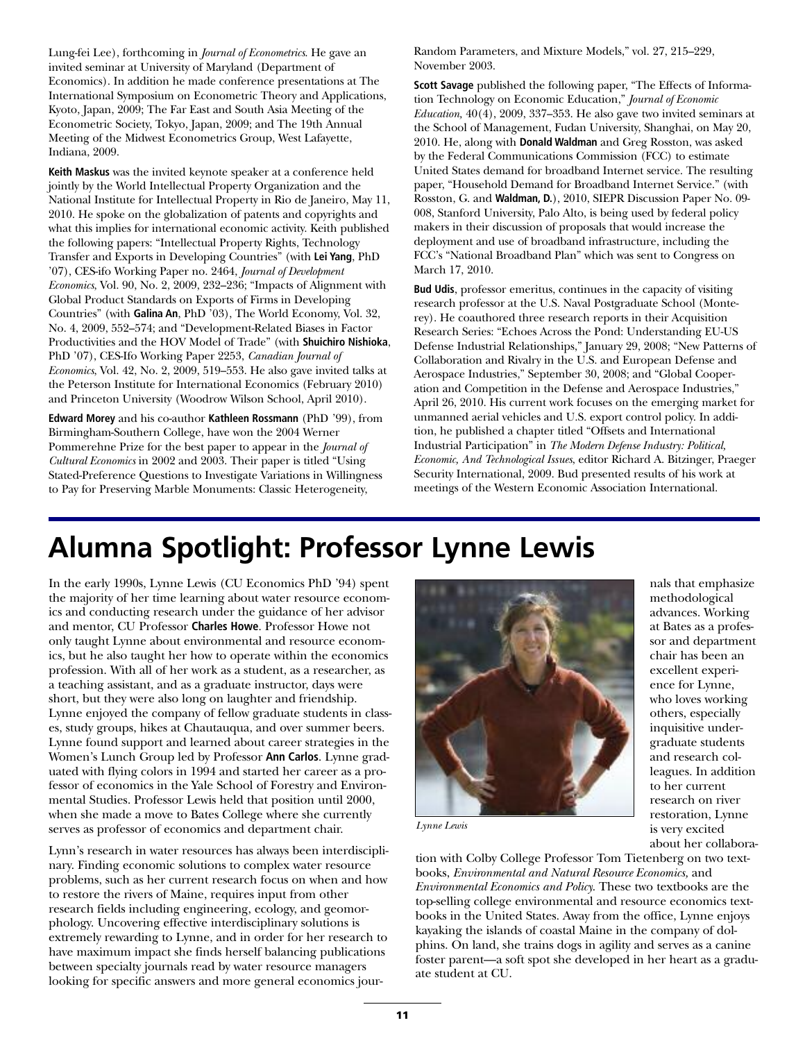Lung-fei Lee), forthcoming in *Journal of Econometrics*. He gave an invited seminar at University of Maryland (Department of Economics). In addition he made conference presentations at The International Symposium on Econometric Theory and Applications, Kyoto, Japan, 2009; The Far East and South Asia Meeting of the Econometric Society, Tokyo, Japan, 2009; and The 19th Annual Meeting of the Midwest Econometrics Group, West Lafayette, Indiana, 2009.

**Keith Maskus** was the invited keynote speaker at a conference held jointly by the World Intellectual Property Organization and the National Institute for Intellectual Property in Rio de Janeiro, May 11, 2010. He spoke on the globalization of patents and copyrights and what this implies for international economic activity. Keith published the following papers: "Intellectual Property Rights, Technology Transfer and Exports in Developing Countries" (with **Lei Yang**, PhD '07), CES-ifo Working Paper no. 2464, *Journal of Development Economics*, Vol. 90, No. 2, 2009, 232–236; "Impacts of Alignment with Global Product Standards on Exports of Firms in Developing Countries" (with **Galina An**, PhD '03), The World Economy, Vol. 32, No. 4, 2009, 552–574; and "Development-Related Biases in Factor Productivities and the HOV Model of Trade" (with **Shuichiro Nishioka**, PhD '07), CES-Ifo Working Paper 2253, *Canadian Journal of Economics*, Vol. 42, No. 2, 2009, 519–553. He also gave invited talks at the Peterson Institute for International Economics (February 2010) and Princeton University (Woodrow Wilson School, April 2010).

**Edward Morey** and his co-author **Kathleen Rossmann** (PhD '99), from Birmingham-Southern College, have won the 2004 Werner Pommerehne Prize for the best paper to appear in the *Journal of Cultural Economics* in 2002 and 2003. Their paper is titled "Using Stated-Preference Questions to Investigate Variations in Willingness to Pay for Preserving Marble Monuments: Classic Heterogeneity, Random Parameters, and Mixture Models," vol. 27, 215–229, November 2003.

**Scott Savage** published the following paper, "The Effects of Information Technology on Economic Education," *Journal of Economic Education*, 40(4), 2009, 337–353. He also gave two invited seminars at the School of Management, Fudan University, Shanghai, on May 20, 2010. He, along with **Donald Waldman** and Greg Rosston, was asked by the Federal Communications Commission (FCC) to estimate United States demand for broadband Internet service. The resulting paper, "Household Demand for Broadband Internet Service." (with Rosston, G. and **Waldman, D.**), 2010, SIEPR Discussion Paper No. 09-008, Stanford University, Palo Alto, is being used by federal policy makers in their discussion of proposals that would increase the deployment and use of broadband infrastructure, including the FCC's "National Broadband Plan" which was sent to Congress on March 17, 2010.

**Bud Udis**, professor emeritus, continues in the capacity of visiting research professor at the U.S. Naval Postgraduate School (Monterey). He coauthored three research reports in their Acquisition Research Series: "Echoes Across the Pond: Understanding EU-US Defense Industrial Relationships," January 29, 2008; "New Patterns of Collaboration and Rivalry in the U.S. and European Defense and Aerospace Industries," September 30, 2008; and "Global Cooperation and Competition in the Defense and Aerospace Industries," April 26, 2010. His current work focuses on the emerging market for unmanned aerial vehicles and U.S. export control policy. In addition, he published a chapter titled "Offsets and International Industrial Participation" in *The Modern Defense Industry: Political, Economic, And Technological Issues*, editor Richard A. Bitzinger, Praeger Security International, 2009. Bud presented results of his work at meetings of the Western Economic Association International.

# Alumna Spotlight: Professor Lynne Lewis

In the early 1990s, Lynne Lewis (CU Economics PhD '94) spent the majority of her time learning about water resource economics and conducting research under the guidance of her advisor and mentor, CU Professor **Charles Howe**. Professor Howe not only taught Lynne about environmental and resource economics, but he also taught her how to operate within the economics profession. With all of her work as a student, as a researcher, as a teaching assistant, and as a graduate instructor, days were short, but they were also long on laughter and friendship. Lynne enjoyed the company of fellow graduate students in classes, study groups, hikes at Chautauqua, and over summer beers. Lynne found support and learned about career strategies in the Women's Lunch Group led by Professor **Ann Carlos**. Lynne graduated with flying colors in 1994 and started her career as a professor of economics in the Yale School of Forestry and Environmental Studies. Professor Lewis held that position until 2000, when she made a move to Bates College where she currently serves as professor of economics and department chair.

Lynn's research in water resources has always been interdisciplinary. Finding economic solutions to complex water resource problems, such as her current research focus on when and how to restore the rivers of Maine, requires input from other research fields including engineering, ecology, and geomorphology. Uncovering effective interdisciplinary solutions is extremely rewarding to Lynne, and in order for her research to have maximum impact she finds herself balancing publications between specialty journals read by water resource managers looking for specific answers and more general economics journals that emphasize methodological advances. Working at Bates as a professor and department chair has been an excellent experience for Lynne, who loves working others, especially inquisitive undergraduate students and research colleagues. In addition to her current research on river restoration, Lynne is very excited about her collaboration with Colby College Professor Tom Tietenberg on two textbooks, *Environmental and Natural Resource Economics,* and *Environmental Economics and Policy.* These two textbooks are the top-selling college environmental and resource economics textbooks in the United States. Away from the office, Lynne enjoys kayaking the islands of coastal Maine in the company of dolphins. On land, she trains dogs in agility and serves as a canine foster parent—a soft spot she developed in her heart as a graduate student at CU.

*Lynne Lewis*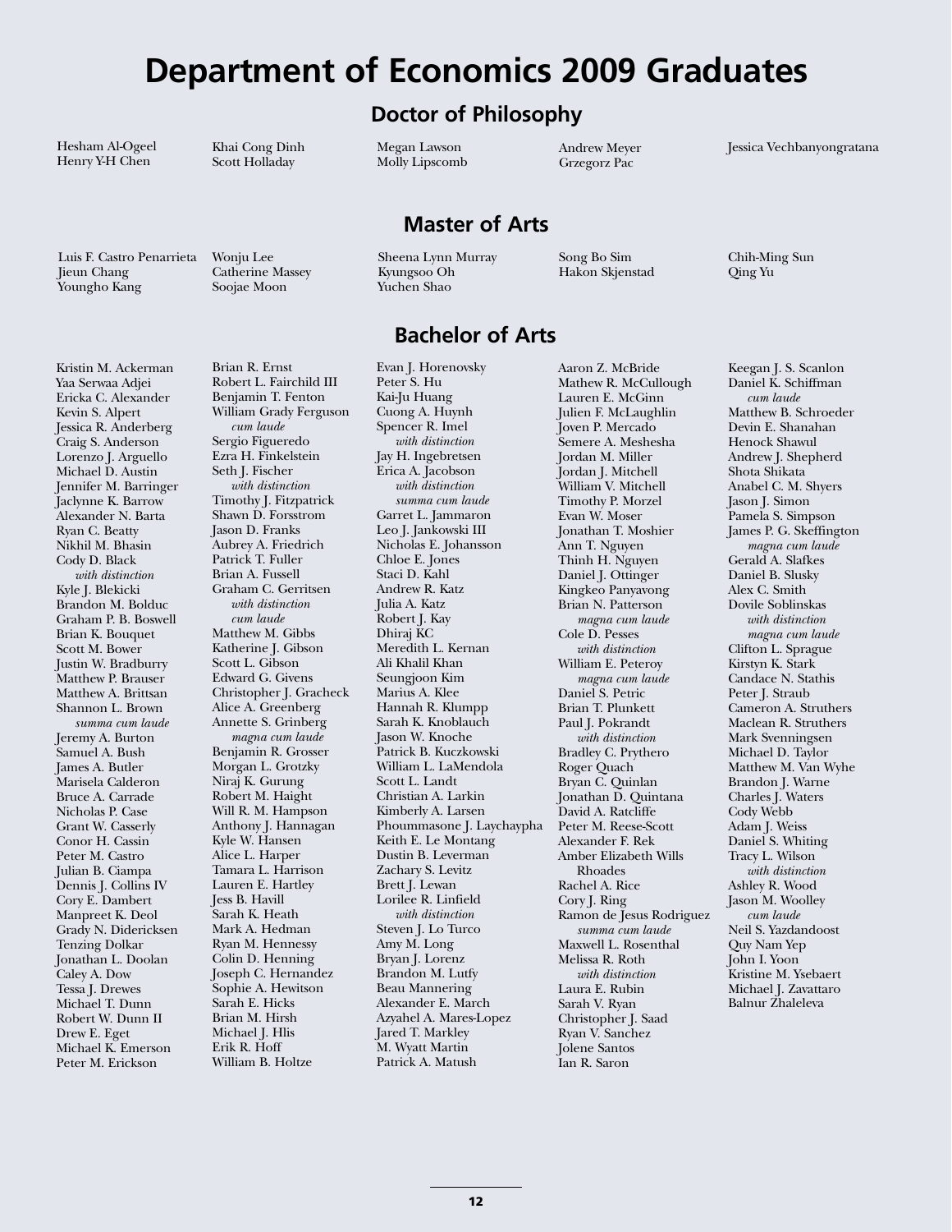# Department of Economics 2009 Graduates

## Doctor of Philosophy

Hesham Al-Ogeel
Henry Y-H Chen
Khai Cong Dinh
Scott Holladay
Megan Lawson
Molly Lipscomb
Andrew Meyer
Grzegorz Pac
Jessica Vechbanyongratana

## Master of Arts

Luis F. Castro Penarrieta
Jieun Chang
Youngho Kang
Wonju Lee
Catherine Massey
Soojae Moon
Sheena Lynn Murray
Kyungsoo Oh
Yuchen Shao
Song Bo Sim
Hakon Skjenstad
Chih-Ming Sun
Qing Yu

## Bachelor of Arts

Kristin M. Ackerman
Yaa Serwaa Adjei
Ericka C. Alexander
Kevin S. Alpert
Jessica R. Anderberg
Craig S. Anderson
Lorenzo J. Arguello
Michael D. Austin
Jennifer M. Barringer
Jaclynne K. Barrow
Alexander N. Barta
Ryan C. Beatty
Nikhil M. Bhasin
Cody D. Black
*with distinction*
Kyle J. Blekicki
Brandon M. Bolduc
Graham P. B. Boswell
Brian K. Bouquet
Scott M. Bower
Justin W. Bradburry
Matthew P. Brauser
Matthew A. Brittsan
Shannon L. Brown
*summa cum laude*
Jeremy A. Burton
Samuel A. Bush
James A. Butler
Marisela Calderon
Bruce A. Carrade
Nicholas P. Case
Grant W. Casserly
Conor H. Cassin
Peter M. Castro
Julian B. Ciampa
Dennis J. Collins IV
Cory E. Dambert
Manpreet K. Deol
Grady N. Didericksen
Tenzing Dolkar
Jonathan L. Doolan
Caley A. Dow
Tessa J. Drewes
Michael T. Dunn
Robert W. Dunn II
Drew E. Eget
Michael K. Emerson
Peter M. Erickson
Brian R. Ernst
Robert L. Fairchild III
Benjamin T. Fenton
William Grady Ferguson
*cum laude*
Sergio Figueredo
Ezra H. Finkelstein
Seth J. Fischer
*with distinction*
Timothy J. Fitzpatrick
Shawn D. Forsstrom
Jason D. Franks
Aubrey A. Friedrich
Patrick T. Fuller
Brian A. Fussell
Graham C. Gerritsen
*with distinction*
*cum laude*
Matthew M. Gibbs
Katherine J. Gibson
Scott L. Gibson
Edward G. Givens
Christopher J. Gracheck
Alice A. Greenberg
Annette S. Grinberg
*magna cum laude*
Benjamin R. Grosser
Morgan L. Grotzky
Niraj K. Gurung
Robert M. Haight
Will R. M. Hampson
Anthony J. Hannagan
Kyle W. Hansen
Alice L. Harper
Tamara L. Harrison
Lauren E. Hartley
Jess B. Havill
Sarah K. Heath
Mark A. Hedman
Ryan M. Hennessy
Colin D. Henning
Joseph C. Hernandez
Sophie A. Hewitson
Sarah E. Hicks
Brian M. Hirsh
Michael J. Hlis
Erik R. Hoff
William B. Holtze
Evan J. Horenovsky
Peter S. Hu
Kai-Ju Huang
Cuong A. Huynh
Spencer R. Imel
*with distinction*
Jay H. Ingebretsen
Erica A. Jacobson
*with distinction*
*summa cum laude*
Garret L. Jammaron
Leo J. Jankowski III
Nicholas E. Johansson
Chloe E. Jones
Staci D. Kahl
Andrew R. Katz
Julia A. Katz
Robert J. Kay
Dhiraj KC
Meredith L. Kernan
Ali Khalil Khan
Seungjoon Kim
Marius A. Klee
Hannah R. Klumpp
Sarah K. Knoblauch
Jason W. Knoche
Patrick B. Kuczkowski
William L. LaMendola
Scott L. Landt
Christian A. Larkin
Kimberly A. Larsen
Phoummasone J. Laychaypha
Keith E. Le Montang
Dustin B. Leverman
Zachary S. Levitz
Brett J. Lewan
Lorilee R. Linfield
*with distinction*
Steven J. Lo Turco
Amy M. Long
Bryan J. Lorenz
Brandon M. Lutfy
Beau Mannering
Alexander E. March
Azyahel A. Mares-Lopez
Jared T. Markley
M. Wyatt Martin
Patrick A. Matush
Aaron Z. McBride
Mathew R. McCullough
Lauren E. McGinn
Julien F. McLaughlin
Joven P. Mercado
Semere A. Meshesha
Jordan M. Miller
Jordan J. Mitchell
William V. Mitchell
Timothy P. Morzel
Evan W. Moser
Jonathan T. Moshier
Ann T. Nguyen
Thinh H. Nguyen
Daniel J. Ottinger
Kingkeo Panyavong
Brian N. Patterson
*magna cum laude*
Cole D. Pesses
*with distinction*
William E. Peteroy
*magna cum laude*
Daniel S. Petric
Brian T. Plunkett
Paul J. Pokrandt
*with distinction*
Bradley C. Prythero
Roger Quach
Bryan C. Quinlan
Jonathan D. Quintana
David A. Ratcliffe
Peter M. Reese-Scott
Alexander F. Rek
Amber Elizabeth Wills Rhoades
Rachel A. Rice
Cory J. Ring
Ramon de Jesus Rodriguez
*summa cum laude*
Maxwell L. Rosenthal
Melissa R. Roth
*with distinction*
Laura E. Rubin
Sarah V. Ryan
Christopher J. Saad
Ryan V. Sanchez
Jolene Santos
Ian R. Saron
Keegan J. S. Scanlon
Daniel K. Schiffman
*cum laude*
Matthew B. Schroeder
Devin E. Shanahan
Henock Shawul
Andrew J. Shepherd
Shota Shikata
Anabel C. M. Shyers
Jason J. Simon
Pamela S. Simpson
James P. G. Skeffington
*magna cum laude*
Gerald A. Slafkes
Daniel B. Slusky
Alex C. Smith
Dovile Soblinskas
*with distinction*
*magna cum laude*
Clifton L. Sprague
Kirstyn K. Stark
Candace N. Stathis
Peter J. Straub
Cameron A. Struthers
Maclean R. Struthers
Mark Svenningsen
Michael D. Taylor
Matthew M. Van Wyhe
Brandon J. Warne
Charles J. Waters
Cody Webb
Adam J. Weiss
Daniel S. Whiting
Tracy L. Wilson
*with distinction*
Ashley R. Wood
Jason M. Woolley
*cum laude*
Neil S. Yazdandoost
Quy Nam Yep
John I. Yoon
Kristine M. Ysebaert
Michael J. Zavattaro
Balnur Zhaleleva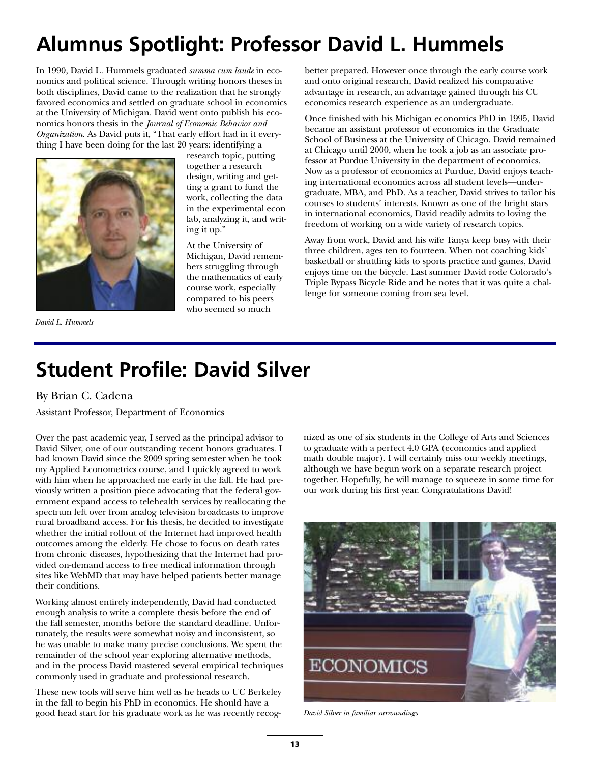# Alumnus Spotlight: Professor David L. Hummels

In 1990, David L. Hummels graduated *summa cum laude* in economics and political science. Through writing honors theses in both disciplines, David came to the realization that he strongly favored economics and settled on graduate school in economics at the University of Michigan. David went onto publish his economics honors thesis in the *Journal of Economic Behavior and Organization*. As David puts it, "That early effort had in it everything I have been doing for the last 20 years: identifying a research topic, putting together a research design, writing and getting a grant to fund the work, collecting the data in the experimental econ lab, analyzing it, and writing it up."

*David L. Hummels*

At the University of Michigan, David remembers struggling through the mathematics of early course work, especially compared to his peers who seemed so much better prepared. However once through the early course work and onto original research, David realized his comparative advantage in research, an advantage gained through his CU economics research experience as an undergraduate.

Once finished with his Michigan economics PhD in 1995, David became an assistant professor of economics in the Graduate School of Business at the University of Chicago. David remained at Chicago until 2000, when he took a job as an associate professor at Purdue University in the department of economics. Now as a professor of economics at Purdue, David enjoys teaching international economics across all student levels—undergraduate, MBA, and PhD. As a teacher, David strives to tailor his courses to students' interests. Known as one of the bright stars in international economics, David readily admits to loving the freedom of working on a wide variety of research topics.

Away from work, David and his wife Tanya keep busy with their three children, ages ten to fourteen. When not coaching kids' basketball or shuttling kids to sports practice and games, David enjoys time on the bicycle. Last summer David rode Colorado's Triple Bypass Bicycle Ride and he notes that it was quite a challenge for someone coming from sea level.

# Student Profile: David Silver

By Brian C. Cadena

Assistant Professor, Department of Economics

Over the past academic year, I served as the principal advisor to David Silver, one of our outstanding recent honors graduates. I had known David since the 2009 spring semester when he took my Applied Econometrics course, and I quickly agreed to work with him when he approached me early in the fall. He had previously written a position piece advocating that the federal government expand access to telehealth services by reallocating the spectrum left over from analog television broadcasts to improve rural broadband access. For his thesis, he decided to investigate whether the initial rollout of the Internet had improved health outcomes among the elderly. He chose to focus on death rates from chronic diseases, hypothesizing that the Internet had provided on-demand access to free medical information through sites like WebMD that may have helped patients better manage their conditions.

Working almost entirely independently, David had conducted enough analysis to write a complete thesis before the end of the fall semester, months before the standard deadline. Unfortunately, the results were somewhat noisy and inconsistent, so he was unable to make many precise conclusions. We spent the remainder of the school year exploring alternative methods, and in the process David mastered several empirical techniques commonly used in graduate and professional research.

These new tools will serve him well as he heads to UC Berkeley in the fall to begin his PhD in economics. He should have a good head start for his graduate work as he was recently recognized as one of six students in the College of Arts and Sciences to graduate with a perfect 4.0 GPA (economics and applied math double major). I will certainly miss our weekly meetings, although we have begun work on a separate research project together. Hopefully, he will manage to squeeze in some time for our work during his first year. Congratulations David!

*David Silver in familiar surroundings*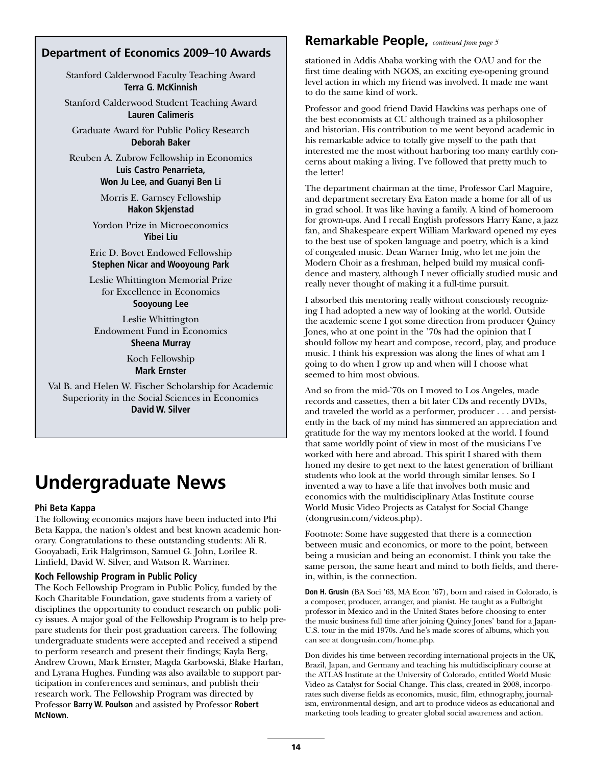## Department of Economics 2009–10 Awards

Stanford Calderwood Faculty Teaching Award
**Terra G. McKinnish**

Stanford Calderwood Student Teaching Award
**Lauren Calimeris**

Graduate Award for Public Policy Research
**Deborah Baker**

Reuben A. Zubrow Fellowship in Economics
**Luis Castro Penarrieta, Won Ju Lee, and Guanyi Ben Li**

Morris E. Garnsey Fellowship
**Hakon Skjenstad**

Yordon Prize in Microeconomics
**Yibei Liu**

Eric D. Bovet Endowed Fellowship
**Stephen Nicar and Wooyoung Park**

Leslie Whittington Memorial Prize for Excellence in Economics
**Sooyoung Lee**

Leslie Whittington Endowment Fund in Economics
**Sheena Murray**

Koch Fellowship
**Mark Ernster**

Val B. and Helen W. Fischer Scholarship for Academic Superiority in the Social Sciences in Economics
**David W. Silver**

# Undergraduate News

### Phi Beta Kappa

The following economics majors have been inducted into Phi Beta Kappa, the nation's oldest and best known academic honorary. Congratulations to these outstanding students: Ali R. Gooyabadi, Erik Halgrimson, Samuel G. John, Lorilee R. Linfield, David W. Silver, and Watson R. Warriner.

### Koch Fellowship Program in Public Policy

The Koch Fellowship Program in Public Policy, funded by the Koch Charitable Foundation, gave students from a variety of disciplines the opportunity to conduct research on public policy issues. A major goal of the Fellowship Program is to help prepare students for their post graduation careers. The following undergraduate students were accepted and received a stipend to perform research and present their findings; Kayla Berg, Andrew Crown, Mark Ernster, Magda Garbowski, Blake Harlan, and Lyrana Hughes. Funding was also available to support participation in conferences and seminars, and publish their research work. The Fellowship Program was directed by Professor **Barry W. Poulson** and assisted by Professor **Robert McNown**.

## Remarkable People, *continued from page 5*

stationed in Addis Ababa working with the OAU and for the first time dealing with NGOS, an exciting eye-opening ground level action in which my friend was involved. It made me want to do the same kind of work.

Professor and good friend David Hawkins was perhaps one of the best economists at CU although trained as a philosopher and historian. His contribution to me went beyond academic in his remarkable advice to totally give myself to the path that interested me the most without harboring too many earthly concerns about making a living. I've followed that pretty much to the letter!

The department chairman at the time, Professor Carl Maguire, and department secretary Eva Eaton made a home for all of us in grad school. It was like having a family. A kind of homeroom for grown-ups. And I recall English professors Harry Kane, a jazz fan, and Shakespeare expert William Markward opened my eyes to the best use of spoken language and poetry, which is a kind of congealed music. Dean Warner Imig, who let me join the Modern Choir as a freshman, helped build my musical confidence and mastery, although I never officially studied music and really never thought of making it a full-time pursuit.

I absorbed this mentoring really without consciously recognizing I had adopted a new way of looking at the world. Outside the academic scene I got some direction from producer Quincy Jones, who at one point in the '70s had the opinion that I should follow my heart and compose, record, play, and produce music. I think his expression was along the lines of what am I going to do when I grow up and when will I choose what seemed to him most obvious.

And so from the mid-'70s on I moved to Los Angeles, made records and cassettes, then a bit later CDs and recently DVDs, and traveled the world as a performer, producer . . . and persistently in the back of my mind has simmered an appreciation and gratitude for the way my mentors looked at the world. I found that same worldly point of view in most of the musicians I've worked with here and abroad. This spirit I shared with them honed my desire to get next to the latest generation of brilliant students who look at the world through similar lenses. So I invented a way to have a life that involves both music and economics with the multidisciplinary Atlas Institute course World Music Video Projects as Catalyst for Social Change (dongrusin.com/videos.php).

Footnote: Some have suggested that there is a connection between music and economics, or more to the point, between being a musician and being an economist. I think you take the same person, the same heart and mind to both fields, and therein, within, is the connection.

**Don H. Grusin** (BA Soci '63, MA Econ '67), born and raised in Colorado, is a composer, producer, arranger, and pianist. He taught as a Fulbright professor in Mexico and in the United States before choosing to enter the music business full time after joining Quincy Jones' band for a Japan-U.S. tour in the mid 1970s. And he's made scores of albums, which you can see at dongrusin.com/home.php.

Don divides his time between recording international projects in the UK, Brazil, Japan, and Germany and teaching his multidisciplinary course at the ATLAS Institute at the University of Colorado, entitled World Music Video as Catalyst for Social Change. This class, created in 2008, incorporates such diverse fields as economics, music, film, ethnography, journalism, environmental design, and art to produce videos as educational and marketing tools leading to greater global social awareness and action.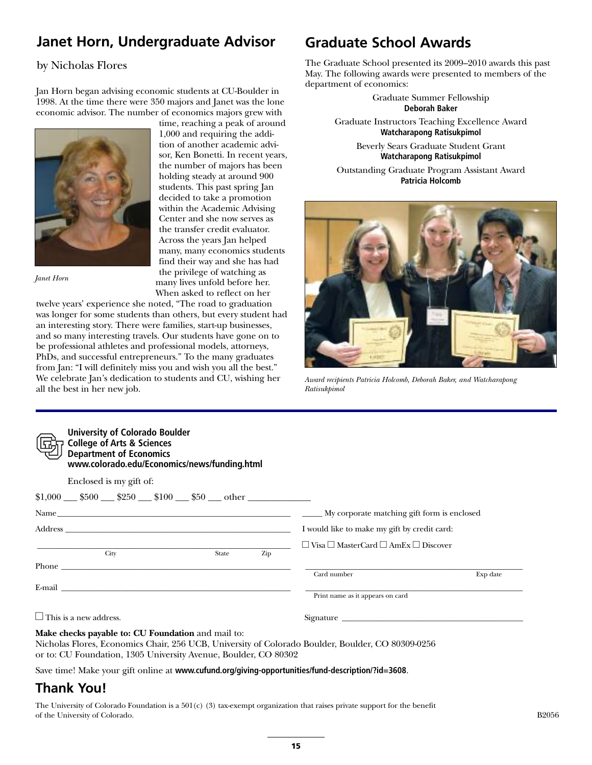## Janet Horn, Undergraduate Advisor

by Nicholas Flores

Jan Horn began advising economic students at CU-Boulder in 1998. At the time there were 350 majors and Janet was the lone economic advisor. The number of economics majors grew with time, reaching a peak of around 1,000 and requiring the addition of another academic advisor, Ken Bonetti. In recent years, the number of majors has been holding steady at around 900 students. This past spring Jan decided to take a promotion within the Academic Advising Center and she now serves as the transfer credit evaluator. Across the years Jan helped many, many economics students find their way and she has had the privilege of watching as many lives unfold before her. When asked to reflect on her twelve years' experience she noted, "The road to graduation was longer for some students than others, but every student had an interesting story. There were families, start-up businesses, and so many interesting travels. Our students have gone on to be professional athletes and professional models, attorneys, PhDs, and successful entrepreneurs." To the many graduates from Jan: "I will definitely miss you and wish you all the best." We celebrate Jan's dedication to students and CU, wishing her all the best in her new job.

*Janet Horn*

## Graduate School Awards

The Graduate School presented its 2009–2010 awards this past May. The following awards were presented to members of the department of economics:

Graduate Summer Fellowship
**Deborah Baker**

Graduate Instructors Teaching Excellence Award
**Watcharapong Ratisukpimol**

Beverly Sears Graduate Student Grant
**Watcharapong Ratisukpimol**

Outstanding Graduate Program Assistant Award
**Patricia Holcomb**

*Award recipients Patricia Holcomb, Deborah Baker, and Watcharapong Ratisukpimol*

---

**University of Colorado Boulder**
**College of Arts & Sciences**
**Department of Economics**
**www.colorado.edu/Economics/news/funding.html**

Enclosed is my gift of:

$1,000 ___ $500 ___ $250 ___ $100 ___ $50 ___ other ____________

Name ______________________________

Address ______________________________

______________________________
City State Zip

Phone ______________________________

E-mail ______________________________

☐ This is a new address.

_____ My corporate matching gift form is enclosed

I would like to make my gift by credit card:

☐ Visa ☐ MasterCard ☐ AmEx ☐ Discover

______________________________
Card number Exp date

______________________________
Print name as it appears on card

Signature ______________________________

**Make checks payable to: CU Foundation** and mail to:
Nicholas Flores, Economics Chair, 256 UCB, University of Colorado Boulder, Boulder, CO 80309-0256
or to: CU Foundation, 1305 University Avenue, Boulder, CO 80302

Save time! Make your gift online at **www.cufund.org/giving-opportunities/fund-description/?id=3608**.

## Thank You!

The University of Colorado Foundation is a 501(c) (3) tax-exempt organization that raises private support for the benefit of the University of Colorado.

B2056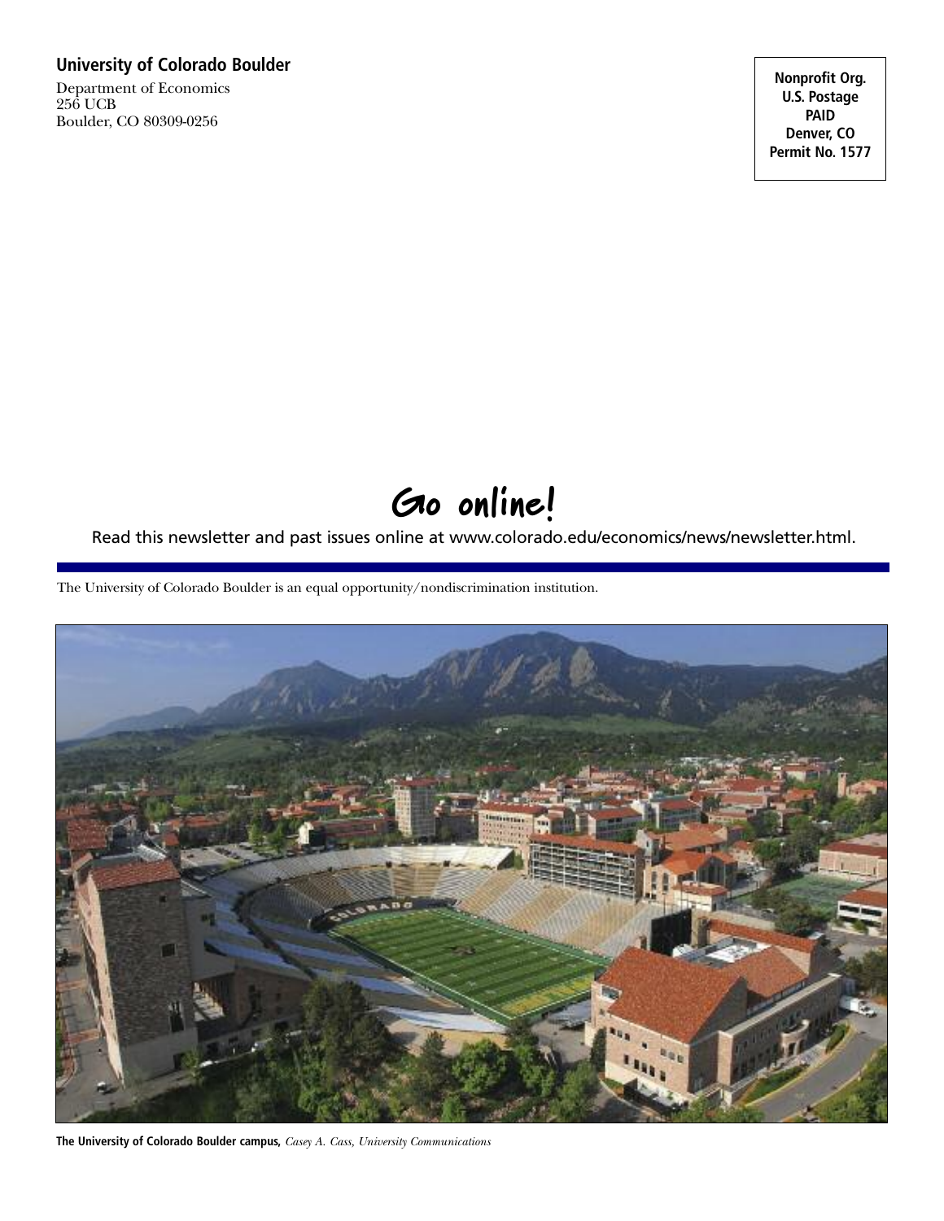**University of Colorado Boulder**

Department of Economics
256 UCB
Boulder, CO 80309-0256

**Nonprofit Org.**
**U.S. Postage**
**PAID**
**Denver, CO**
**Permit No. 1577**

# Go online!

Read this newsletter and past issues online at www.colorado.edu/economics/news/newsletter.html.

The University of Colorado Boulder is an equal opportunity/nondiscrimination institution.

**The University of Colorado Boulder campus,** *Casey A. Cass, University Communications*